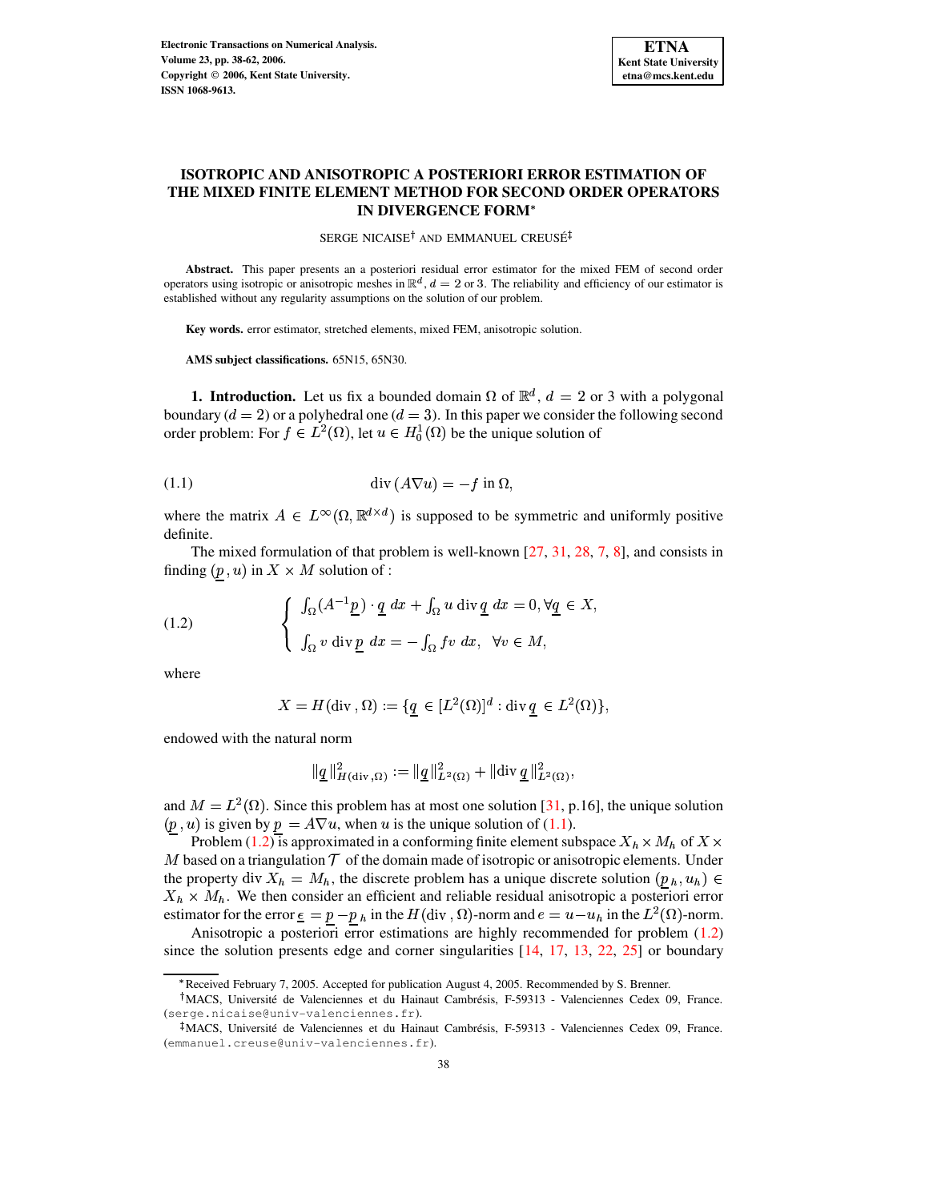# ISOTROPIC AND ANISOTROPIC A POSTERIORI ERROR ESTIMATION OF THE MIXED FINITE ELEMENT METHOD FOR SECOND ORDER OPERATORS IN DIVERGENCE FORM*

SERGE NICAISE[†] AND EMMANUEL CREUSÉ[‡]

**Abstract.** This paper presents an a posteriori residual error estimator for the mixed FEM of second order operators using isotropic or anisotropic meshes in $\mathbb{R}^d$, $d = 2$ or $3$. The reliability and efficiency of our estimator is established without any regularity assumptions on the solution of our problem.

**Key words.** error estimator, stretched elements, mixed FEM, anisotropic solution.

**AMS subject classifications.** 65N15, 65N30.

**1. Introduction.** Let us fix a bounded domain $\Omega$ of $\mathbb{R}^d$, $d = 2$ or $3$ with a polygonal boundary ($d = 2$) or a polyhedral one ($d = 3$). In this paper we consider the following second order problem: For $f \in L^2(\Omega)$, let $u \in H_0^1(\Omega)$ be the unique solution of

$$\operatorname{div}(A\nabla u) = -f \text{ in } \Omega, \tag{1.1}$$

where the matrix $A \in L^\infty(\Omega, \mathbb{R}^{d\times d})$ is supposed to be symmetric and uniformly positive definite.

The mixed formulation of that problem is well-known [27, 31, 28, 7, 8], and consists in finding $(\underline{p}, u)$ in $X \times M$ solution of :

$$\left\{ \begin{array}{l} \int_\Omega (A^{-1}\underline{p}) \cdot \underline{q} \; dx + \int_\Omega u \operatorname{div} \underline{q} \; dx = 0, \forall \underline{q} \in X, \\ \int_\Omega v \operatorname{div} \underline{p} \; dx = -\int_\Omega f v \; dx, \;\; \forall v \in M, \end{array} \right. \tag{1.2}$$

where

$$X = H(\operatorname{div}, \Omega) := \{\underline{q} \in [L^2(\Omega)]^d : \operatorname{div} \underline{q} \in L^2(\Omega)\},$$

endowed with the natural norm

$$\|\underline{q}\|^2_{H(\operatorname{div},\Omega)} := \|\underline{q}\|^2_{L^2(\Omega)} + \|\operatorname{div} \underline{q}\|^2_{L^2(\Omega)},$$

and $M = L^2(\Omega)$. Since this problem has at most one solution [31, p.16], the unique solution $(\underline{p}, u)$ is given by $\underline{p} = A\nabla u$, when $u$ is the unique solution of (1.1).

Problem (1.2) is approximated in a conforming finite element subspace $X_h \times M_h$ of $X \times M$ based on a triangulation $\mathcal{T}$ of the domain made of isotropic or anisotropic elements. Under the property $\operatorname{div} X_h = M_h$, the discrete problem has a unique discrete solution $(\underline{p}_h, u_h) \in X_h \times M_h$. We then consider an efficient and reliable residual anisotropic a posteriori error estimator for the error $\underline{\epsilon} = \underline{p} - \underline{p}_h$ in the $H(\operatorname{div}, \Omega)$-norm and $e = u - u_h$ in the $L^2(\Omega)$-norm.

Anisotropic a posteriori error estimations are highly recommended for problem (1.2) since the solution presents edge and corner singularities [14, 17, 13, 22, 25] or boundary

*Received February 7, 2005. Accepted for publication August 4, 2005. Recommended by S. Brenner.

[†]MACS, Université de Valenciennes et du Hainaut Cambrésis, F-59313 - Valenciennes Cedex 09, France. (serge.nicaise@univ-valenciennes.fr).

[‡]MACS, Université de Valenciennes et du Hainaut Cambrésis, F-59313 - Valenciennes Cedex 09, France. (emmanuel.creuse@univ-valenciennes.fr).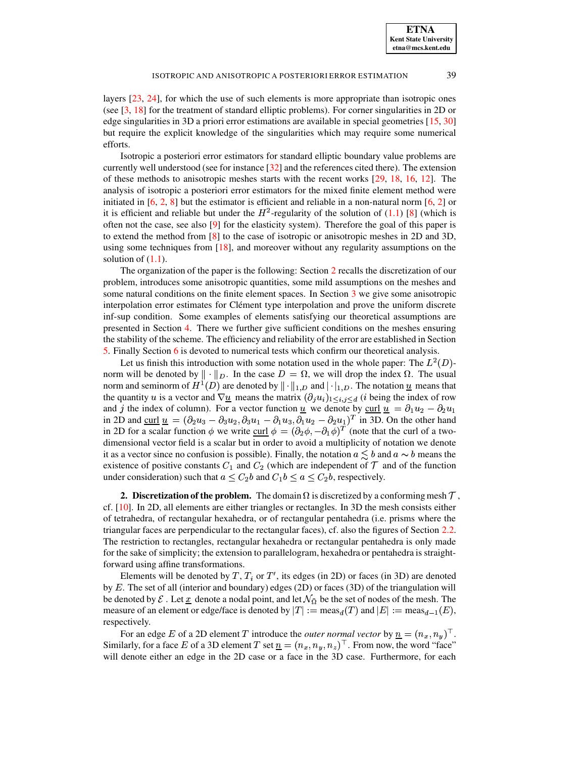layers [23, 24], for which the use of such elements is more appropriate than isotropic ones (see [3, 18] for the treatment of standard elliptic problems). For corner singularities in 2D or edge singularities in 3D a priori error estimations are available in special geometries [15, 30] but require the explicit knowledge of the singularities which may require some numerical efforts.

Isotropic a posteriori error estimators for standard elliptic boundary value problems are currently well understood (see for instance [32] and the references cited there). The extension of these methods to anisotropic meshes starts with the recent works [29, 18, 16, 12]. The analysis of isotropic a posteriori error estimators for the mixed finite element method were initiated in [6, 2, 8] but the estimator is efficient and reliable in a non-natural norm [6, 2] or it is efficient and reliable but under the $H^2$-regularity of the solution of (1.1) [8] (which is often not the case, see also [9] for the elasticity system). Therefore the goal of this paper is to extend the method from [8] to the case of isotropic or anisotropic meshes in 2D and 3D, using some techniques from [18], and moreover without any regularity assumptions on the solution of (1.1).

The organization of the paper is the following: Section 2 recalls the discretization of our problem, introduces some anisotropic quantities, some mild assumptions on the meshes and some natural conditions on the finite element spaces. In Section 3 we give some anisotropic interpolation error estimates for Clément type interpolation and prove the uniform discrete inf-sup condition. Some examples of elements satisfying our theoretical assumptions are presented in Section 4. There we further give sufficient conditions on the meshes ensuring the stability of the scheme. The efficiency and reliability of the error are established in Section 5. Finally Section 6 is devoted to numerical tests which confirm our theoretical analysis.

Let us finish this introduction with some notation used in the whole paper: The $L^2(D)$-norm will be denoted by $\|\cdot\|_D$. In the case $D = \Omega$, we will drop the index $\Omega$. The usual norm and seminorm of $H^1(D)$ are denoted by $\|\cdot\|_{1,D}$ and $|\cdot|_{1,D}$. The notation $\underline{u}$ means that the quantity $u$ is a vector and $\nabla\underline{u}$ means the matrix $(\partial_j u_i)_{1\le i,j\le d}$ ($i$ being the index of row and $j$ the index of column). For a vector function $\underline{u}$ we denote by $\underline{\text{curl}}\ \underline{u} = \partial_1 u_2 - \partial_2 u_1$ in 2D and $\underline{\text{curl}}\ \underline{u} = (\partial_2 u_3 - \partial_3 u_2, \partial_3 u_1 - \partial_1 u_3, \partial_1 u_2 - \partial_2 u_1)^T$ in 3D. On the other hand in 2D for a scalar function $\phi$ we write $\underline{\text{curl}}\ \phi = (\partial_2\phi, -\partial_1\phi)^T$ (note that the curl of a two-dimensional vector field is a scalar but in order to avoid a multiplicity of notation we denote it as a vector since no confusion is possible). Finally, the notation $a \lesssim b$ and $a \sim b$ means the existence of positive constants $C_1$ and $C_2$ (which are independent of $\mathcal{T}$ and of the function under consideration) such that $a \le C_2 b$ and $C_1 b \le a \le C_2 b$, respectively.

## 2. Discretization of the problem.

The domain $\Omega$ is discretized by a conforming mesh $\mathcal{T}$, cf. [10]. In 2D, all elements are either triangles or rectangles. In 3D the mesh consists either of tetrahedra, of rectangular hexahedra, or of rectangular pentahedra (i.e. prisms where the triangular faces are perpendicular to the rectangular faces), cf. also the figures of Section 2.2. The restriction to rectangles, rectangular hexahedra or rectangular pentahedra is only made for the sake of simplicity; the extension to parallelogram, hexahedra or pentahedra is straightforward using affine transformations.

Elements will be denoted by $T$, $T_i$ or $T'$, its edges (in 2D) or faces (in 3D) are denoted by $E$. The set of all (interior and boundary) edges (2D) or faces (3D) of the triangulation will be denoted by $\mathcal{E}$. Let $\underline{x}$ denote a nodal point, and let $\mathcal{N}_{\bar{\Omega}}$ be the set of nodes of the mesh. The measure of an element or edge/face is denoted by $|T| := \text{meas}_d(T)$ and $|E| := \text{meas}_{d-1}(E)$, respectively.

For an edge $E$ of a 2D element $T$ introduce the *outer normal vector* by $\underline{n} = (n_x, n_y)^\top$. Similarly, for a face $E$ of a 3D element $T$ set $\underline{n} = (n_x, n_y, n_z)^\top$. From now, the word "face" will denote either an edge in the 2D case or a face in the 3D case. Furthermore, for each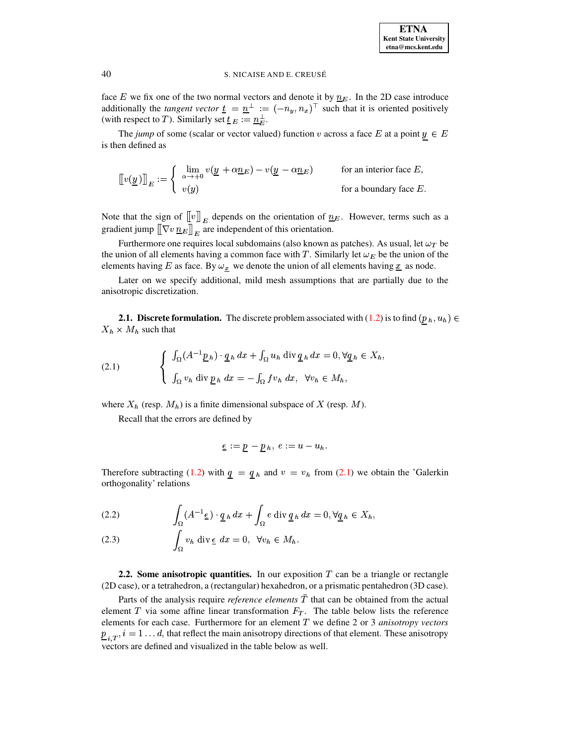face $E$ we fix one of the two normal vectors and denote it by $\underline{n}_E$. In the 2D case introduce additionally the *tangent vector* $\underline{t} = \underline{n}^\perp := (-n_y, n_x)^\top$ such that it is oriented positively (with respect to $T$). Similarly set $\underline{t}_E := \underline{n}_E^\perp$.

The *jump* of some (scalar or vector valued) function $v$ across a face $E$ at a point $\underline{y} \in E$ is then defined as

$$
[\![v(\underline{y})]\!]_E := \begin{cases} \lim\limits_{\alpha \to +0} v(\underline{y} + \alpha \underline{n}_E) - v(\underline{y} - \alpha \underline{n}_E) & \text{for an interior face } E, \\ v(y) & \text{for a boundary face } E. \end{cases}
$$

Note that the sign of $[\![v]\!]_E$ depends on the orientation of $\underline{n}_E$. However, terms such as a gradient jump $[\![\nabla v\, \underline{n}_E]\!]_E$ are independent of this orientation.

Furthermore one requires local subdomains (also known as patches). As usual, let $\omega_T$ be the union of all elements having a common face with $T$. Similarly let $\omega_E$ be the union of the elements having $E$ as face. By $\omega_{\underline{x}}$ we denote the union of all elements having $\underline{x}$ as node.

Later on we specify additional, mild mesh assumptions that are partially due to the anisotropic discretization.

**2.1. Discrete formulation.** The discrete problem associated with (1.2) is to find $(\underline{p}_h, u_h) \in X_h \times M_h$ such that

$$
(2.1) \qquad \begin{cases} \int_\Omega (A^{-1}\underline{p}_h) \cdot \underline{q}_h \, dx + \int_\Omega u_h \operatorname{div} \underline{q}_h \, dx = 0, \forall \underline{q}_h \in X_h, \\ \int_\Omega v_h \operatorname{div} \underline{p}_h \, dx = -\int_\Omega f v_h \, dx, \quad \forall v_h \in M_h, \end{cases}
$$

where $X_h$ (resp. $M_h$) is a finite dimensional subspace of $X$ (resp. $M$).

Recall that the errors are defined by

$$
\underline{\epsilon} := \underline{p} - \underline{p}_h, \; e := u - u_h.
$$

Therefore subtracting (1.2) with $\underline{q} = \underline{q}_h$ and $v = v_h$ from (2.1) we obtain the 'Galerkin orthogonality' relations

$$
(2.2) \qquad \int_\Omega (A^{-1}\underline{\epsilon}) \cdot \underline{q}_h \, dx + \int_\Omega e \operatorname{div} \underline{q}_h \, dx = 0, \forall \underline{q}_h \in X_h,
$$

$$
(2.3) \qquad \int_\Omega v_h \operatorname{div} \underline{\epsilon} \, dx = 0, \quad \forall v_h \in M_h.
$$

**2.2. Some anisotropic quantities.** In our exposition $T$ can be a triangle or rectangle (2D case), or a tetrahedron, a (rectangular) hexahedron, or a prismatic pentahedron (3D case).

Parts of the analysis require *reference elements* $\bar{T}$ that can be obtained from the actual element $T$ via some affine linear transformation $F_T$. The table below lists the reference elements for each case. Furthermore for an element $T$ we define 2 or 3 *anisotropy vectors* $\underline{p}_{i,T}, i = 1 \dots d$, that reflect the main anisotropy directions of that element. These anisotropy vectors are defined and visualized in the table below as well.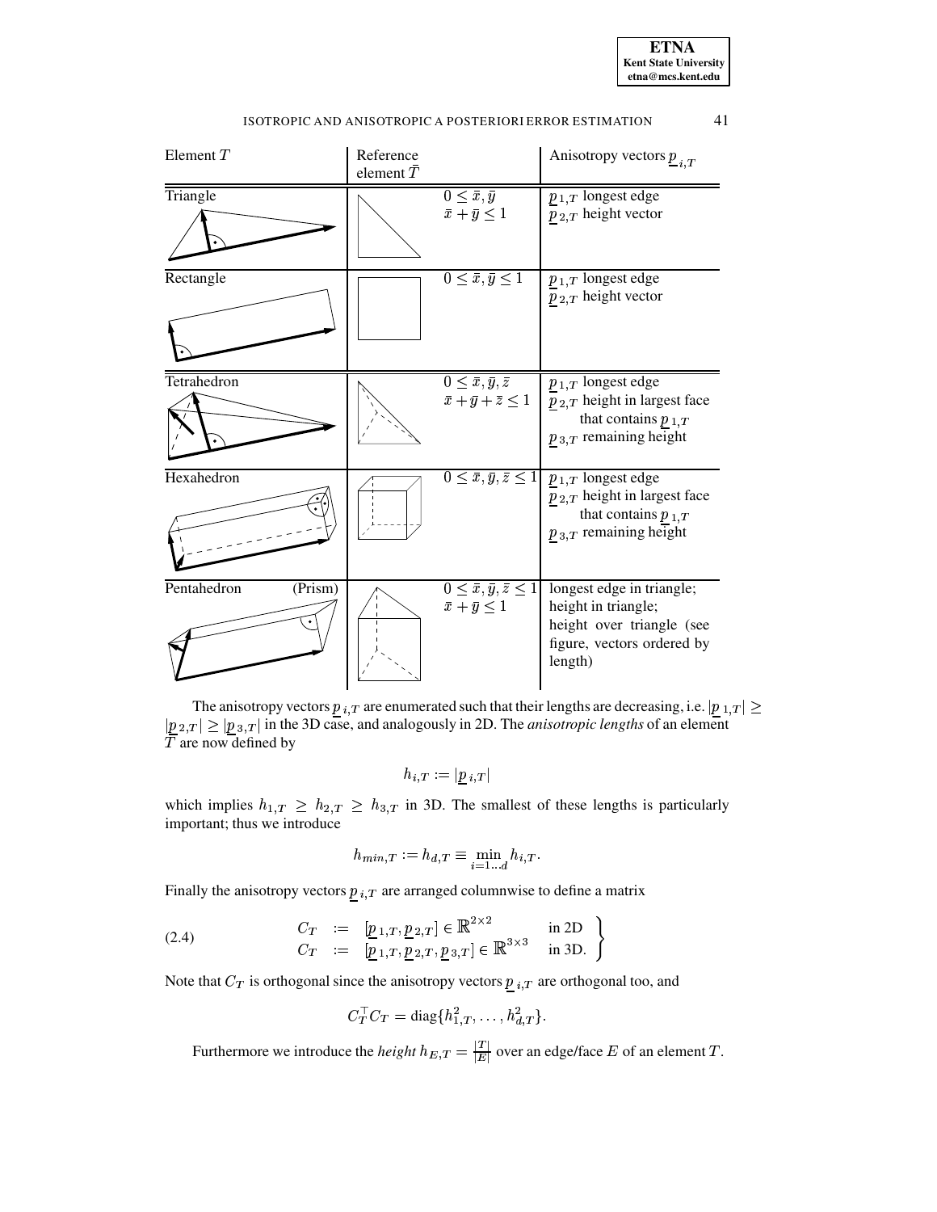| Element $T$ | Reference element $\bar{T}$ | Anisotropy vectors $\underline{p}_{i,T}$ |
|---|---|---|
| Triangle | $0 \le \bar{x}, \bar{y}$<br>$\bar{x} + \bar{y} \le 1$ | $\underline{p}_{1,T}$ longest edge<br>$\underline{p}_{2,T}$ height vector |
| Rectangle | $0 \le \bar{x}, \bar{y} \le 1$ | $\underline{p}_{1,T}$ longest edge<br>$\underline{p}_{2,T}$ height vector |
| Tetrahedron | $0 \le \bar{x}, \bar{y}, \bar{z}$<br>$\bar{x} + \bar{y} + \bar{z} \le 1$ | $\underline{p}_{1,T}$ longest edge<br>$\underline{p}_{2,T}$ height in largest face that contains $\underline{p}_{1,T}$<br>$\underline{p}_{3,T}$ remaining height |
| Hexahedron | $0 \le \bar{x}, \bar{y}, \bar{z} \le 1$ | $\underline{p}_{1,T}$ longest edge<br>$\underline{p}_{2,T}$ height in largest face that contains $\underline{p}_{1,T}$<br>$\underline{p}_{3,T}$ remaining height |
| Pentahedron (Prism) | $0 \le \bar{x}, \bar{y}, \bar{z} \le 1$<br>$\bar{x} + \bar{y} \le 1$ | longest edge in triangle;<br>height in triangle;<br>height over triangle (see figure, vectors ordered by length) |

The anisotropy vectors $\underline{p}_{i,T}$ are enumerated such that their lengths are decreasing, i.e. $|\underline{p}_{1,T}| \geq |\underline{p}_{2,T}| \geq |\underline{p}_{3,T}|$ in the 3D case, and analogously in 2D. The *anisotropic lengths* of an element $T$ are now defined by

$$h_{i,T} := |\underline{p}_{i,T}|$$

which implies $h_{1,T} \geq h_{2,T} \geq h_{3,T}$ in 3D. The smallest of these lengths is particularly important; thus we introduce

$$h_{min,T} := h_{d,T} \equiv \min_{i=1\ldots d} h_{i,T}.$$

Finally the anisotropy vectors $\underline{p}_{i,T}$ are arranged columnwise to define a matrix

$$\left.\begin{array}{llll} C_T & := & [\underline{p}_{1,T}, \underline{p}_{2,T}] \in \mathbb{R}^{2\times 2} & \text{in 2D} \\ C_T & := & [\underline{p}_{1,T}, \underline{p}_{2,T}, \underline{p}_{3,T}] \in \mathbb{R}^{3\times 3} & \text{in 3D.} \end{array}\right\} \tag{2.4}$$

Note that $C_T$ is orthogonal since the anisotropy vectors $\underline{p}_{i,T}$ are orthogonal too, and

$$C_T^\top C_T = \operatorname{diag}\{h_{1,T}^2, \ldots, h_{d,T}^2\}.$$

Furthermore we introduce the *height* $h_{E,T} = \frac{|T|}{|E|}$ over an edge/face $E$ of an element $T$.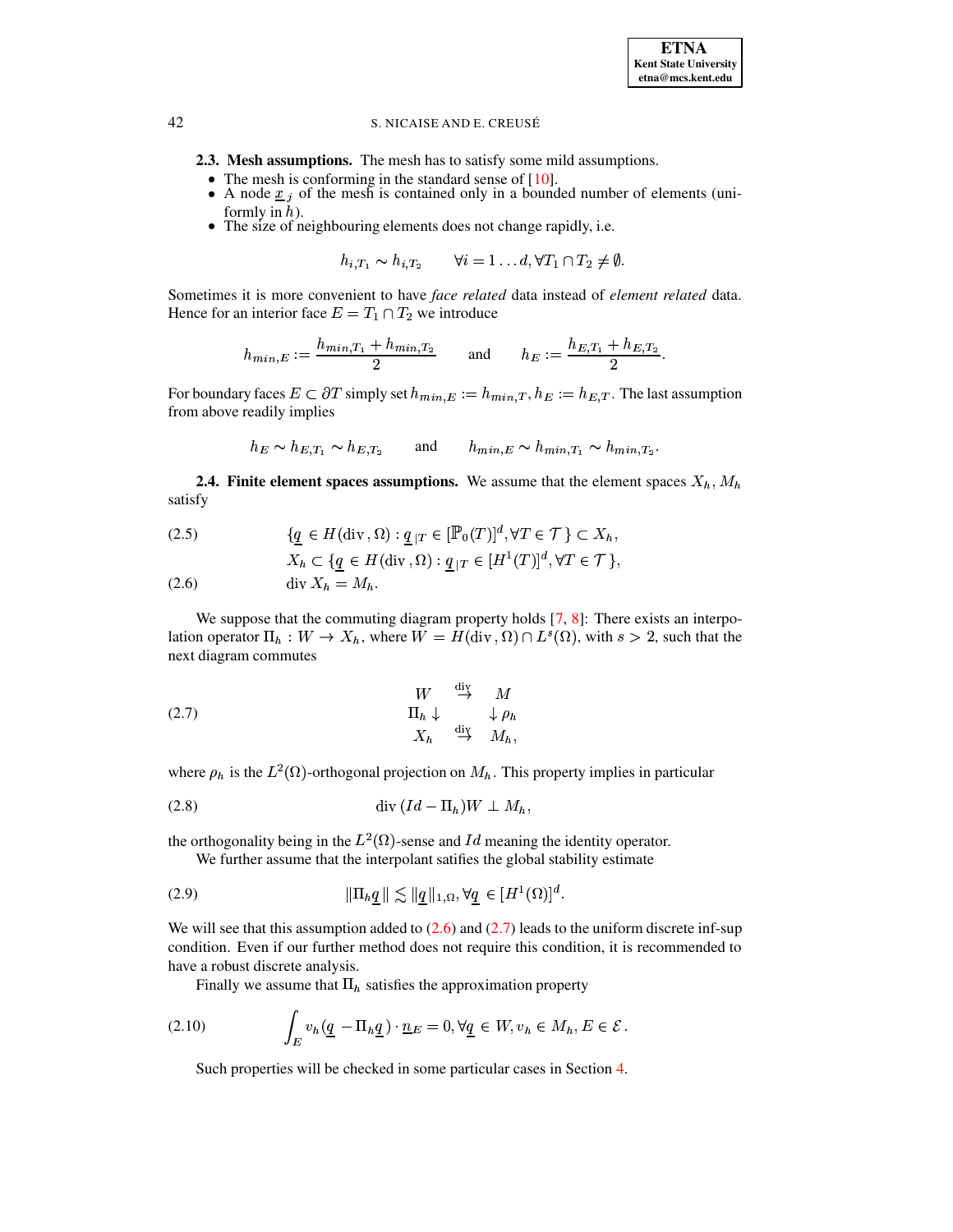**2.3. Mesh assumptions.** The mesh has to satisfy some mild assumptions.

- The mesh is conforming in the standard sense of [10].
- A node $\underline{x}_j$ of the mesh is contained only in a bounded number of elements (uniformly in $h$).
- The size of neighbouring elements does not change rapidly, i.e.

$$h_{i,T_1} \sim h_{i,T_2} \qquad \forall i = 1 \ldots d, \forall T_1 \cap T_2 \neq \emptyset.$$

Sometimes it is more convenient to have *face related* data instead of *element related* data. Hence for an interior face $E = T_1 \cap T_2$ we introduce

$$h_{min,E} := \frac{h_{min,T_1} + h_{min,T_2}}{2} \qquad \text{and} \qquad h_E := \frac{h_{E,T_1} + h_{E,T_2}}{2}.$$

For boundary faces $E \subset \partial T$ simply set $h_{min,E} := h_{min,T}, h_E := h_{E,T}$. The last assumption from above readily implies

$$h_E \sim h_{E,T_1} \sim h_{E,T_2} \qquad \text{and} \qquad h_{min,E} \sim h_{min,T_1} \sim h_{min,T_2}.$$

**2.4. Finite element spaces assumptions.** We assume that the element spaces $X_h, M_h$ satisfy

$$\{\underline{q} \in H(\text{div}, \Omega) : \underline{q}_{|T} \in [\mathbb{P}_0(T)]^d, \forall T \in \mathcal{T}\} \subset X_h, \tag{2.5}$$

$$X_h \subset \{\underline{q} \in H(\text{div}, \Omega) : \underline{q}_{|T} \in [H^1(T)]^d, \forall T \in \mathcal{T}\},$$

$$\text{div}\, X_h = M_h. \tag{2.6}$$

We suppose that the commuting diagram property holds [7, 8]: There exists an interpolation operator $\Pi_h : W \to X_h$, where $W = H(\text{div}, \Omega) \cap L^s(\Omega)$, with $s > 2$, such that the next diagram commutes

$$\begin{array}{ccc} W & \overset{\text{div}}{\to} & M \\ \Pi_h \downarrow & & \downarrow \rho_h \\ X_h & \overset{\text{div}}{\to} & M_h, \end{array} \tag{2.7}$$

where $\rho_h$ is the $L^2(\Omega)$-orthogonal projection on $M_h$. This property implies in particular

$$\text{div}\,(Id - \Pi_h)W \perp M_h, \tag{2.8}$$

the orthogonality being in the $L^2(\Omega)$-sense and $Id$ meaning the identity operator.

We further assume that the interpolant satisfies the global stability estimate

$$\|\Pi_h \underline{q}\| \lesssim \|\underline{q}\|_{1,\Omega}, \forall \underline{q} \in [H^1(\Omega)]^d. \tag{2.9}$$

We will see that this assumption added to (2.6) and (2.7) leads to the uniform discrete inf-sup condition. Even if our further method does not require this condition, it is recommended to have a robust discrete analysis.

Finally we assume that $\Pi_h$ satisfies the approximation property

$$\int_E v_h(\underline{q} - \Pi_h \underline{q}) \cdot \underline{n}_E = 0, \forall \underline{q} \in W, v_h \in M_h, E \in \mathcal{E}. \tag{2.10}$$

Such properties will be checked in some particular cases in Section 4.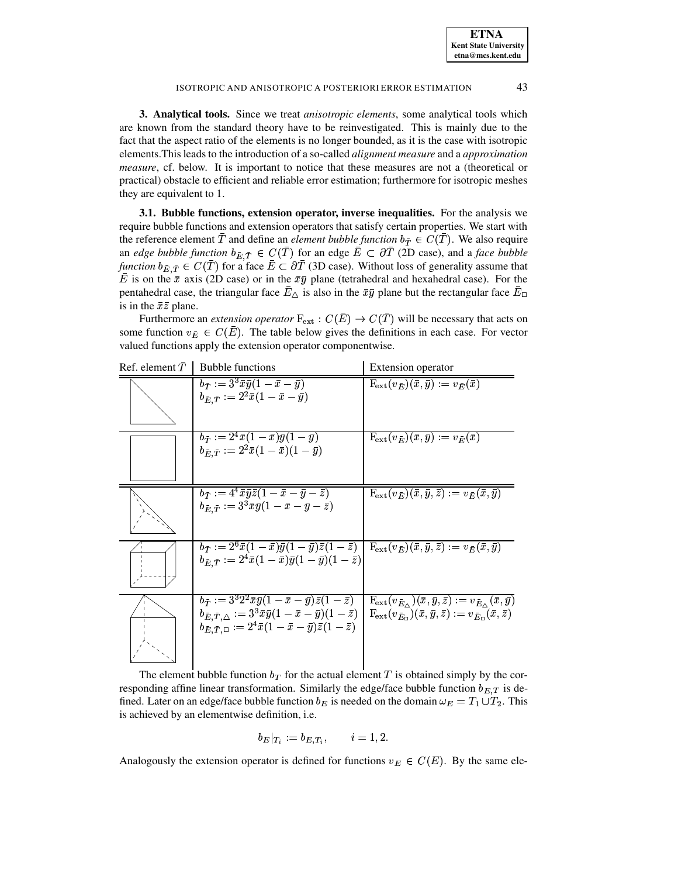## 3. Analytical tools.

Since we treat *anisotropic elements*, some analytical tools which are known from the standard theory have to be reinvestigated. This is mainly due to the fact that the aspect ratio of the elements is no longer bounded, as it is the case with isotropic elements. This leads to the introduction of a so-called *alignment measure* and a *approximation measure*, cf. below. It is important to notice that these measures are not a (theoretical or practical) obstacle to efficient and reliable error estimation; furthermore for isotropic meshes they are equivalent to 1.

### 3.1. Bubble functions, extension operator, inverse inequalities.

For the analysis we require bubble functions and extension operators that satisfy certain properties. We start with the reference element $\bar{T}$ and define an *element bubble function* $b_{\bar{T}} \in C(\bar{T})$. We also require an *edge bubble function* $b_{\bar{E},\bar{T}} \in C(\bar{T})$ for an edge $\bar{E} \subset \partial\bar{T}$ (2D case), and a *face bubble function* $b_{\bar{E},\bar{T}} \in C(\bar{T})$ for a face $\bar{E} \subset \partial\bar{T}$ (3D case). Without loss of generality assume that $\bar{E}$ is on the $\bar{x}$ axis (2D case) or in the $\bar{x}\bar{y}$ plane (tetrahedral and hexahedral case). For the pentahedral case, the triangular face $\bar{E}_\triangle$ is also in the $\bar{x}\bar{y}$ plane but the rectangular face $\bar{E}_\square$ is in the $\bar{x}\bar{z}$ plane.

Furthermore an *extension operator* $\mathrm{F_{ext}} : C(\bar{E}) \to C(\bar{T})$ will be necessary that acts on some function $v_{\bar{E}} \in C(\bar{E})$. The table below gives the definitions in each case. For vector valued functions apply the extension operator componentwise.

| Ref. element $\bar{T}$ | Bubble functions | Extension operator |
|---|---|---|
| (triangle) | $b_{\bar{T}} := 3^3\bar{x}\bar{y}(1-\bar{x}-\bar{y})$<br>$b_{\bar{E},\bar{T}} := 2^2\bar{x}(1-\bar{x}-\bar{y})$ | $\mathrm{F_{ext}}(v_{\bar{E}})(\bar{x},\bar{y}) := v_{\bar{E}}(\bar{x})$ |
| (square) | $b_{\bar{T}} := 2^4\bar{x}(1-\bar{x})\bar{y}(1-\bar{y})$<br>$b_{\bar{E},\bar{T}} := 2^2\bar{x}(1-\bar{x})(1-\bar{y})$ | $\mathrm{F_{ext}}(v_{\bar{E}})(\bar{x},\bar{y}) := v_{\bar{E}}(\bar{x})$ |
| (tetrahedron) | $b_{\bar{T}} := 4^4\bar{x}\bar{y}\bar{z}(1-\bar{x}-\bar{y}-\bar{z})$<br>$b_{\bar{E},\bar{T}} := 3^3\bar{x}\bar{y}(1-\bar{x}-\bar{y}-\bar{z})$ | $\mathrm{F_{ext}}(v_{\bar{E}})(\bar{x},\bar{y},\bar{z}) := v_{\bar{E}}(\bar{x},\bar{y})$ |
| (hexahedron) | $b_{\bar{T}} := 2^6\bar{x}(1-\bar{x})\bar{y}(1-\bar{y})\bar{z}(1-\bar{z})$<br>$b_{\bar{E},\bar{T}} := 2^4\bar{x}(1-\bar{x})\bar{y}(1-\bar{y})(1-\bar{z})$ | $\mathrm{F_{ext}}(v_{\bar{E}})(\bar{x},\bar{y},\bar{z}) := v_{\bar{E}}(\bar{x},\bar{y})$ |
| (pentahedron) | $b_{\bar{T}} := 3^3 2^2\bar{x}\bar{y}(1-\bar{x}-\bar{y})\bar{z}(1-\bar{z})$<br>$b_{\bar{E},\bar{T},\triangle} := 3^3\bar{x}\bar{y}(1-\bar{x}-\bar{y})(1-\bar{z})$<br>$b_{\bar{E},\bar{T},\square} := 2^4\bar{x}(1-\bar{x}-\bar{y})\bar{z}(1-\bar{z})$ | $\mathrm{F_{ext}}(v_{\bar{E}_\triangle})(\bar{x},\bar{y},\bar{z}) := v_{\bar{E}_\triangle}(\bar{x},\bar{y})$<br>$\mathrm{F_{ext}}(v_{\bar{E}_\square})(\bar{x},\bar{y},\bar{z}) := v_{\bar{E}_\square}(\bar{x},\bar{z})$ |

The element bubble function $b_T$ for the actual element $T$ is obtained simply by the corresponding affine linear transformation. Similarly the edge/face bubble function $b_{E,T}$ is defined. Later on an edge/face bubble function $b_E$ is needed on the domain $\omega_E = T_1 \cup T_2$. This is achieved by an elementwise definition, i.e.

$$b_E|_{T_i} := b_{E,T_i}, \qquad i = 1, 2.$$

Analogously the extension operator is defined for functions $v_E \in C(E)$. By the same ele-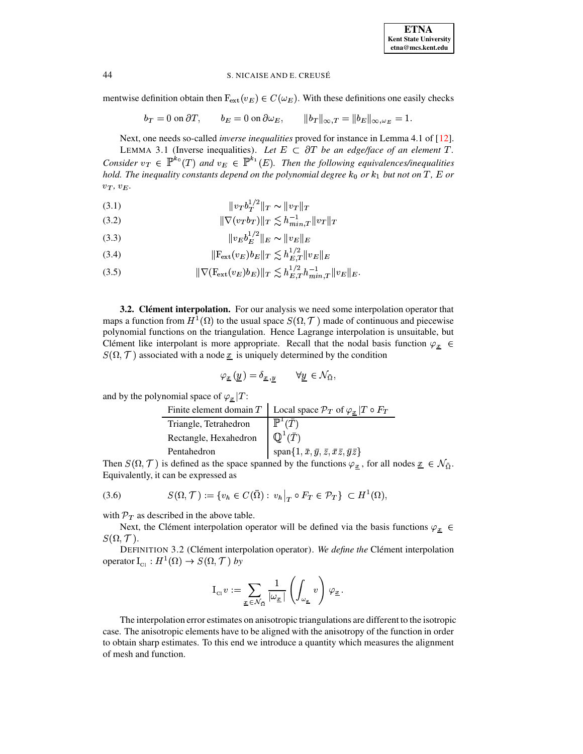mentwise definition obtain then $\mathrm{F}_{\text{ext}}(v_E) \in C(\omega_E)$. With these definitions one easily checks

$$b_T = 0 \text{ on } \partial T, \qquad b_E = 0 \text{ on } \partial\omega_E, \qquad \|b_T\|_{\infty,T} = \|b_E\|_{\infty,\omega_E} = 1.$$

Next, one needs so-called *inverse inequalities* proved for instance in Lemma 4.1 of [12].

LEMMA 3.1 (Inverse inequalities). *Let $E \subset \partial T$ be an edge/face of an element $T$. Consider $v_T \in \mathbb{P}^{k_0}(T)$ and $v_E \in \mathbb{P}^{k_1}(E)$. Then the following equivalences/inequalities hold. The inequality constants depend on the polynomial degree $k_0$ or $k_1$ but not on $T$, $E$ or $v_T$, $v_E$.*

$$\|v_T b_T^{1/2}\|_T \sim \|v_T\|_T \tag{3.1}$$

$$\|\nabla(v_T b_T)\|_T \lesssim h_{min,T}^{-1}\|v_T\|_T \tag{3.2}$$

$$\|v_E b_E^{1/2}\|_E \sim \|v_E\|_E \tag{3.3}$$

$$\|\mathrm{F}_{\text{ext}}(v_E) b_E\|_T \lesssim h_{E,T}^{1/2}\|v_E\|_E \tag{3.4}$$

$$\|\nabla(\mathrm{F}_{\text{ext}}(v_E) b_E)\|_T \lesssim h_{E,T}^{1/2} h_{min,T}^{-1}\|v_E\|_E. \tag{3.5}$$

**3.2. Clément interpolation.** For our analysis we need some interpolation operator that maps a function from $H^1(\Omega)$ to the usual space $S(\Omega, \mathcal{T})$ made of continuous and piecewise polynomial functions on the triangulation. Hence Lagrange interpolation is unsuitable, but Clément like interpolant is more appropriate. Recall that the nodal basis function $\varphi_{\underline{x}} \in S(\Omega, \mathcal{T})$ associated with a node $\underline{x}$ is uniquely determined by the condition

$$\varphi_{\underline{x}}(\underline{y}) = \delta_{\underline{x},\underline{y}} \qquad \forall \underline{y} \in \mathcal{N}_{\bar{\Omega}},$$

and by the polynomial space of $\varphi_{\underline{x}}|T$:

| Finite element domain $T$ | Local space $\mathcal{P}_T$ of $\varphi_{\underline{x}}\|T \circ F_T$ |
|---|---|
| Triangle, Tetrahedron | $\mathbb{P}^1(\bar{T})$ |
| Rectangle, Hexahedron | $\mathbb{Q}^1(\bar{T})$ |
| Pentahedron | $\text{span}\{1, \bar{x}, \bar{y}, \bar{z}, \bar{x}\bar{z}, \bar{y}\bar{z}\}$ |

Then $S(\Omega, \mathcal{T})$ is defined as the space spanned by the functions $\varphi_{\underline{x}}$, for all nodes $\underline{x} \in \mathcal{N}_{\bar{\Omega}}$. Equivalently, it can be expressed as

$$S(\Omega, \mathcal{T}) := \{v_h \in C(\bar{\Omega}) : \; v_h\big|_T \circ F_T \in \mathcal{P}_T\} \subset H^1(\Omega), \tag{3.6}$$

with $\mathcal{P}_T$ as described in the above table.

Next, the Clément interpolation operator will be defined via the basis functions $\varphi_{\underline{x}} \in S(\Omega, \mathcal{T})$.

DEFINITION 3.2 (Clément interpolation operator). *We define the* Clément interpolation operator $\mathrm{I}_{\mathrm{Cl}} : H^1(\Omega) \to S(\Omega, \mathcal{T})$ *by*

$$\mathrm{I}_{\mathrm{Cl}}\, v := \sum_{\underline{x} \in \mathcal{N}_{\bar{\Omega}}} \frac{1}{|\omega_{\underline{x}}|} \left( \int_{\omega_{\underline{x}}} v \right) \varphi_{\underline{x}}.$$

The interpolation error estimates on anisotropic triangulations are different to the isotropic case. The anisotropic elements have to be aligned with the anisotropy of the function in order to obtain sharp estimates. To this end we introduce a quantity which measures the alignment of mesh and function.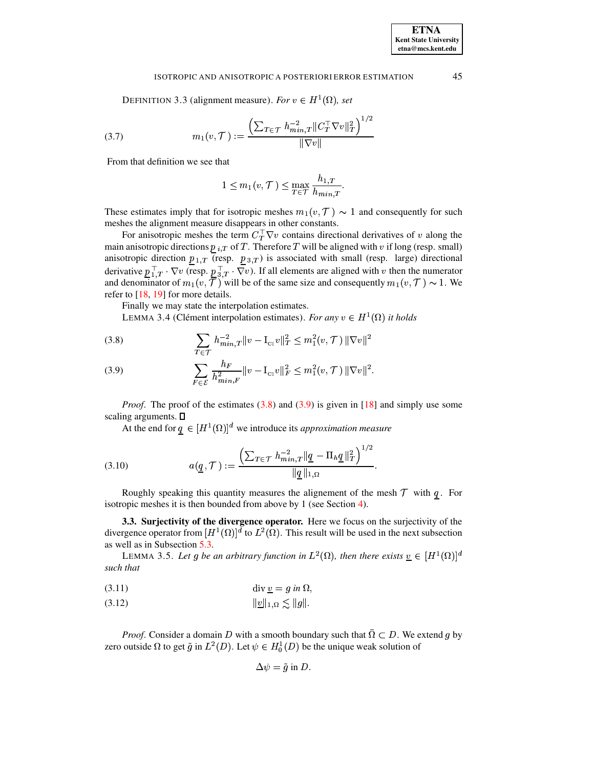DEFINITION 3.3 (alignment measure). *For $v \in H^1(\Omega)$, set*

$$m_1(v, \mathcal{T}) := \frac{\left(\sum_{T\in\mathcal{T}} h_{min,T}^{-2} \|C_T^\top \nabla v\|_T^2\right)^{1/2}}{\|\nabla v\|} \tag{3.7}$$

From that definition we see that

$$1 \le m_1(v, \mathcal{T}) \le \max_{T\in\mathcal{T}} \frac{h_{1,T}}{h_{min,T}}.$$

These estimates imply that for isotropic meshes $m_1(v, \mathcal{T}) \sim 1$ and consequently for such meshes the alignment measure disappears in other constants.

For anisotropic meshes the term $C_T^\top \nabla v$ contains directional derivatives of $v$ along the main anisotropic directions $\underline{p}_{\,i,T}$ of $T$. Therefore $T$ will be aligned with $v$ if long (resp. small) anisotropic direction $\underline{p}_{\,1,T}$ (resp. $\underline{p}_{\,3,T}$) is associated with small (resp. large) directional derivative $\underline{p}_{\,1,T}^\top \cdot \nabla v$ (resp. $\underline{p}_{\,3,T}^\top \cdot \nabla v$). If all elements are aligned with $v$ then the numerator and denominator of $m_1(v, \mathcal{T})$ will be of the same size and consequently $m_1(v, \mathcal{T}) \sim 1$. We refer to [18, 19] for more details.

Finally we may state the interpolation estimates.

LEMMA 3.4 (Clément interpolation estimates). *For any $v \in H^1(\Omega)$ it holds*

$$\sum_{T\in\mathcal{T}} h_{min,T}^{-2} \|v - \mathrm{I}_{\mathrm{Cl}} v\|_T^2 \le m_1^2(v, \mathcal{T}) \,\|\nabla v\|^2 \tag{3.8}$$

$$\sum_{F\in\mathcal{E}} \frac{h_F}{h_{min,F}^2} \|v - \mathrm{I}_{\mathrm{Cl}} v\|_F^2 \le m_1^2(v, \mathcal{T}) \,\|\nabla v\|^2. \tag{3.9}$$

*Proof*. The proof of the estimates (3.8) and (3.9) is given in [18] and simply use some scaling arguments. ∎

At the end for $\underline{q} \in [H^1(\Omega)]^d$ we introduce its *approximation measure*

$$a(\underline{q}, \mathcal{T}) := \frac{\left(\sum_{T\in\mathcal{T}} h_{min,T}^{-2} \|\underline{q} - \Pi_h \underline{q}\|_T^2\right)^{1/2}}{\|\underline{q}\|_{1,\Omega}}. \tag{3.10}$$

Roughly speaking this quantity measures the alignement of the mesh $\mathcal{T}$ with $\underline{q}$. For isotropic meshes it is then bounded from above by 1 (see Section 4).

**3.3. Surjectivity of the divergence operator.** Here we focus on the surjectivity of the divergence operator from $[H^1(\Omega)]^d$ to $L^2(\Omega)$. This result will be used in the next subsection as well as in Subsection 5.3.

LEMMA 3.5. *Let $g$ be an arbitrary function in $L^2(\Omega)$, then there exists $\underline{v} \in [H^1(\Omega)]^d$ such that*

$$\operatorname{div} \underline{v} = g \text{ in } \Omega, \tag{3.11}$$

$$\|\underline{v}\|_{1,\Omega} \lesssim \|g\|. \tag{3.12}$$

*Proof*. Consider a domain $D$ with a smooth boundary such that $\bar{\Omega} \subset D$. We extend $g$ by zero outside $\Omega$ to get $\tilde{g}$ in $L^2(D)$. Let $\psi \in H_0^1(D)$ be the unique weak solution of

$$\Delta\psi = \tilde{g} \text{ in } D.$$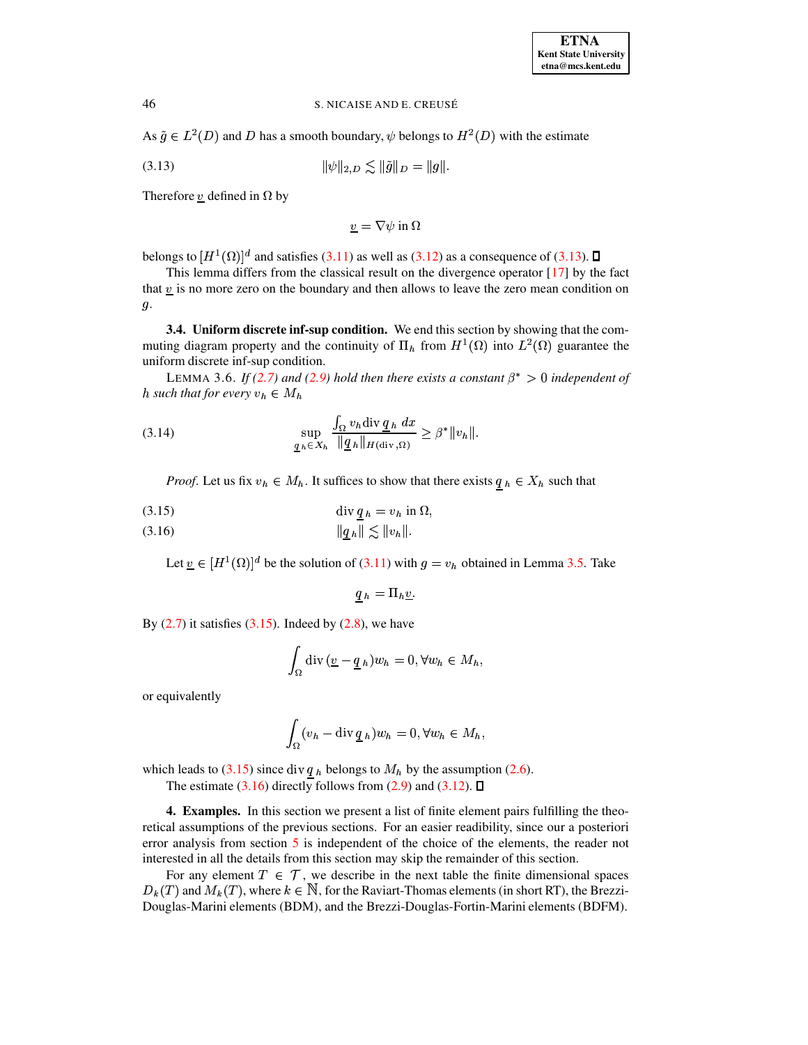As $\tilde{g} \in L^2(D)$ and $D$ has a smooth boundary, $\psi$ belongs to $H^2(D)$ with the estimate

$$\|\psi\|_{2,D} \lesssim \|\tilde{g}\|_D = \|g\|. \tag{3.13}$$

Therefore $\underline{v}$ defined in $\Omega$ by

$$\underline{v} = \nabla\psi \text{ in } \Omega$$

belongs to $[H^1(\Omega)]^d$ and satisfies (3.11) as well as (3.12) as a consequence of (3.13). $\square$

This lemma differs from the classical result on the divergence operator [17] by the fact that $\underline{v}$ is no more zero on the boundary and then allows to leave the zero mean condition on $g$.

**3.4. Uniform discrete inf-sup condition.** We end this section by showing that the commuting diagram property and the continuity of $\Pi_h$ from $H^1(\Omega)$ into $L^2(\Omega)$ guarantee the uniform discrete inf-sup condition.

LEMMA 3.6. *If (2.7) and (2.9) hold then there exists a constant $\beta^* > 0$ independent of $h$ such that for every $v_h \in M_h$*

$$\sup_{\underline{q}_h \in X_h} \frac{\int_\Omega v_h \operatorname{div} \underline{q}_h \, dx}{\|\underline{q}_h\|_{H(\operatorname{div},\Omega)}} \geq \beta^* \|v_h\|. \tag{3.14}$$

*Proof.* Let us fix $v_h \in M_h$. It suffices to show that there exists $\underline{q}_h \in X_h$ such that

$$\operatorname{div} \underline{q}_h = v_h \text{ in } \Omega, \tag{3.15}$$

$$\|\underline{q}_h\| \lesssim \|v_h\|. \tag{3.16}$$

Let $\underline{v} \in [H^1(\Omega)]^d$ be the solution of (3.11) with $g = v_h$ obtained in Lemma 3.5. Take

$$\underline{q}_h = \Pi_h \underline{v}.$$

By (2.7) it satisfies (3.15). Indeed by (2.8), we have

$$\int_\Omega \operatorname{div}(\underline{v} - \underline{q}_h) w_h = 0, \forall w_h \in M_h,$$

or equivalently

$$\int_\Omega (v_h - \operatorname{div} \underline{q}_h) w_h = 0, \forall w_h \in M_h,$$

which leads to (3.15) since $\operatorname{div} \underline{q}_h$ belongs to $M_h$ by the assumption (2.6).

The estimate (3.16) directly follows from (2.9) and (3.12). $\square$

**4. Examples.** In this section we present a list of finite element pairs fulfilling the theoretical assumptions of the previous sections. For an easier readibility, since our a posteriori error analysis from section 5 is independent of the choice of the elements, the reader not interested in all the details from this section may skip the remainder of this section.

For any element $T \in \mathcal{T}$, we describe in the next table the finite dimensional spaces $D_k(T)$ and $M_k(T)$, where $k \in \mathbb{N}$, for the Raviart-Thomas elements (in short RT), the Brezzi-Douglas-Marini elements (BDM), and the Brezzi-Douglas-Fortin-Marini elements (BDFM).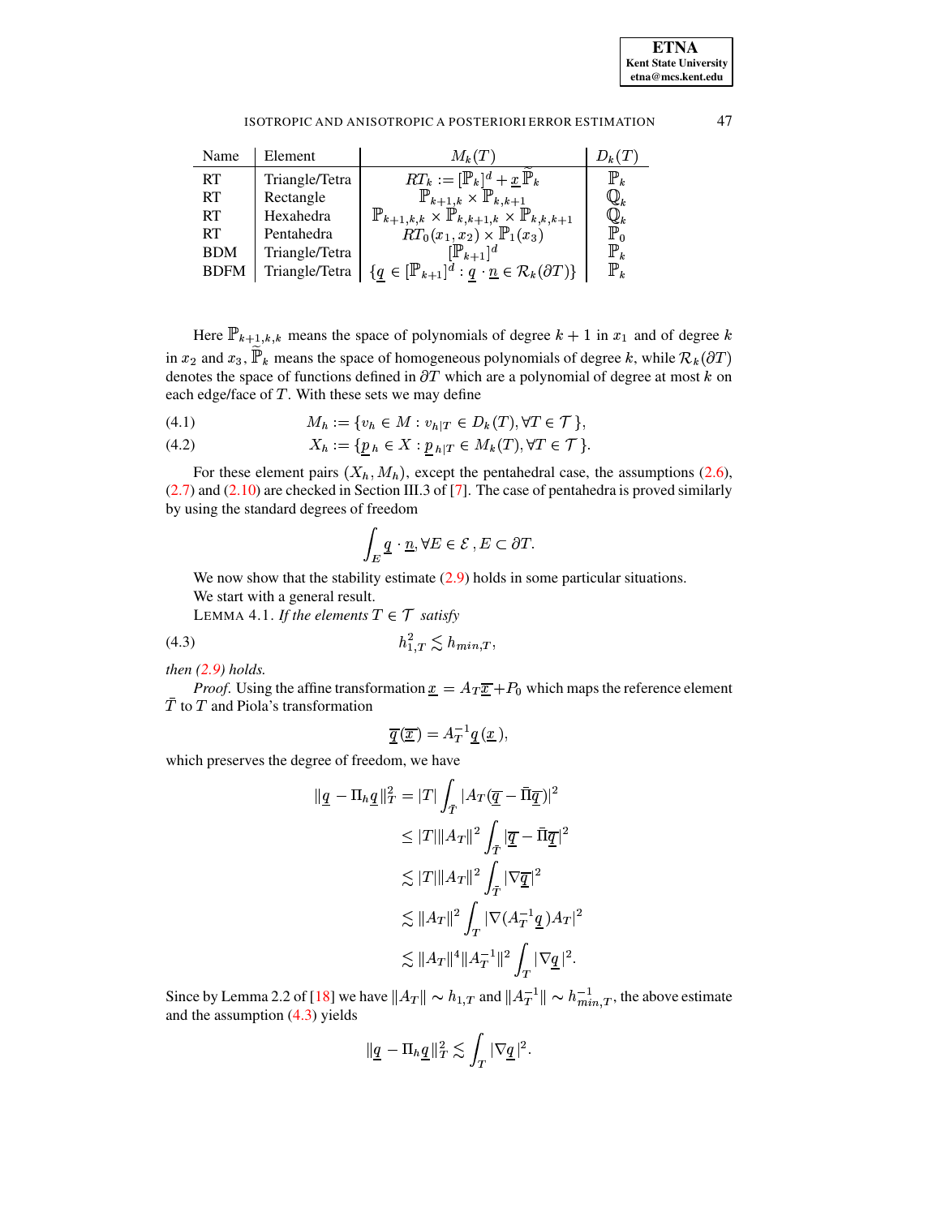| Name | Element | $M_k(T)$ | $D_k(T)$ |
|---|---|---|---|
| RT | Triangle/Tetra | $RT_k := [\mathbb{P}_k]^d + \underline{x}\,\widetilde{\mathbb{P}}_k$ | $\mathbb{P}_k$ |
| RT | Rectangle | $\mathbb{P}_{k+1,k} \times \mathbb{P}_{k,k+1}$ | $\mathbb{Q}_k$ |
| RT | Hexahedra | $\mathbb{P}_{k+1,k,k} \times \mathbb{P}_{k,k+1,k} \times \mathbb{P}_{k,k,k+1}$ | $\mathbb{Q}_k$ |
| RT | Pentahedra | $RT_0(x_1, x_2) \times \mathbb{P}_1(x_3)$ | $\mathbb{P}_0$ |
| BDM | Triangle/Tetra | $[\mathbb{P}_{k+1}]^d$ | $\mathbb{P}_k$ |
| BDFM | Triangle/Tetra | $\{\underline{q} \in [\mathbb{P}_{k+1}]^d : \underline{q} \cdot \underline{n} \in \mathcal{R}_k(\partial T)\}$ | $\mathbb{P}_k$ |

Here $\mathbb{P}_{k+1,k,k}$ means the space of polynomials of degree $k+1$ in $x_1$ and of degree $k$ in $x_2$ and $x_3$, $\widetilde{\mathbb{P}}_k$ means the space of homogeneous polynomials of degree $k$, while $\mathcal{R}_k(\partial T)$ denotes the space of functions defined in $\partial T$ which are a polynomial of degree at most $k$ on each edge/face of $T$. With these sets we may define

$$M_h := \{v_h \in M : v_{h|T} \in D_k(T), \forall T \in \mathcal{T}\}, \tag{4.1}$$

$$X_h := \{\underline{p}_h \in X : \underline{p}_{h|T} \in M_k(T), \forall T \in \mathcal{T}\}. \tag{4.2}$$

For these element pairs $(X_h, M_h)$, except the pentahedral case, the assumptions (2.6), (2.7) and (2.10) are checked in Section III.3 of [7]. The case of pentahedra is proved similarly by using the standard degrees of freedom

$$\int_E \underline{q} \cdot \underline{n}, \forall E \in \mathcal{E}, E \subset \partial T.$$

We now show that the stability estimate (2.9) holds in some particular situations.

We start with a general result.

LEMMA 4.1. *If the elements $T \in \mathcal{T}$ satisfy*

$$h_{1,T}^2 \lesssim h_{min,T}, \tag{4.3}$$

*then (2.9) holds.*

*Proof.* Using the affine transformation $\underline{x} = A_T \overline{\underline{x}} + P_0$ which maps the reference element $\bar{T}$ to $T$ and Piola's transformation

$$\overline{\underline{q}}(\overline{\underline{x}}) = A_T^{-1} \underline{q}(\underline{x}),$$

which preserves the degree of freedom, we have

$$\begin{aligned}
\|\underline{q} - \Pi_h \underline{q}\|_T^2 &= |T| \int_{\bar{T}} |A_T(\overline{\underline{q}} - \bar{\Pi}\overline{\underline{q}})|^2 \\
&\leq |T| \|A_T\|^2 \int_{\bar{T}} |\overline{\underline{q}} - \bar{\Pi}\overline{\underline{q}}|^2 \\
&\lesssim |T| \|A_T\|^2 \int_{\bar{T}} |\nabla \overline{\underline{q}}|^2 \\
&\lesssim \|A_T\|^2 \int_T |\nabla (A_T^{-1} \underline{q}) A_T|^2 \\
&\lesssim \|A_T\|^4 \|A_T^{-1}\|^2 \int_T |\nabla \underline{q}|^2.
\end{aligned}$$

Since by Lemma 2.2 of [18] we have $\|A_T\| \sim h_{1,T}$ and $\|A_T^{-1}\| \sim h_{min,T}^{-1}$, the above estimate and the assumption (4.3) yields

$$\|\underline{q} - \Pi_h \underline{q}\|_T^2 \lesssim \int_T |\nabla \underline{q}|^2.$$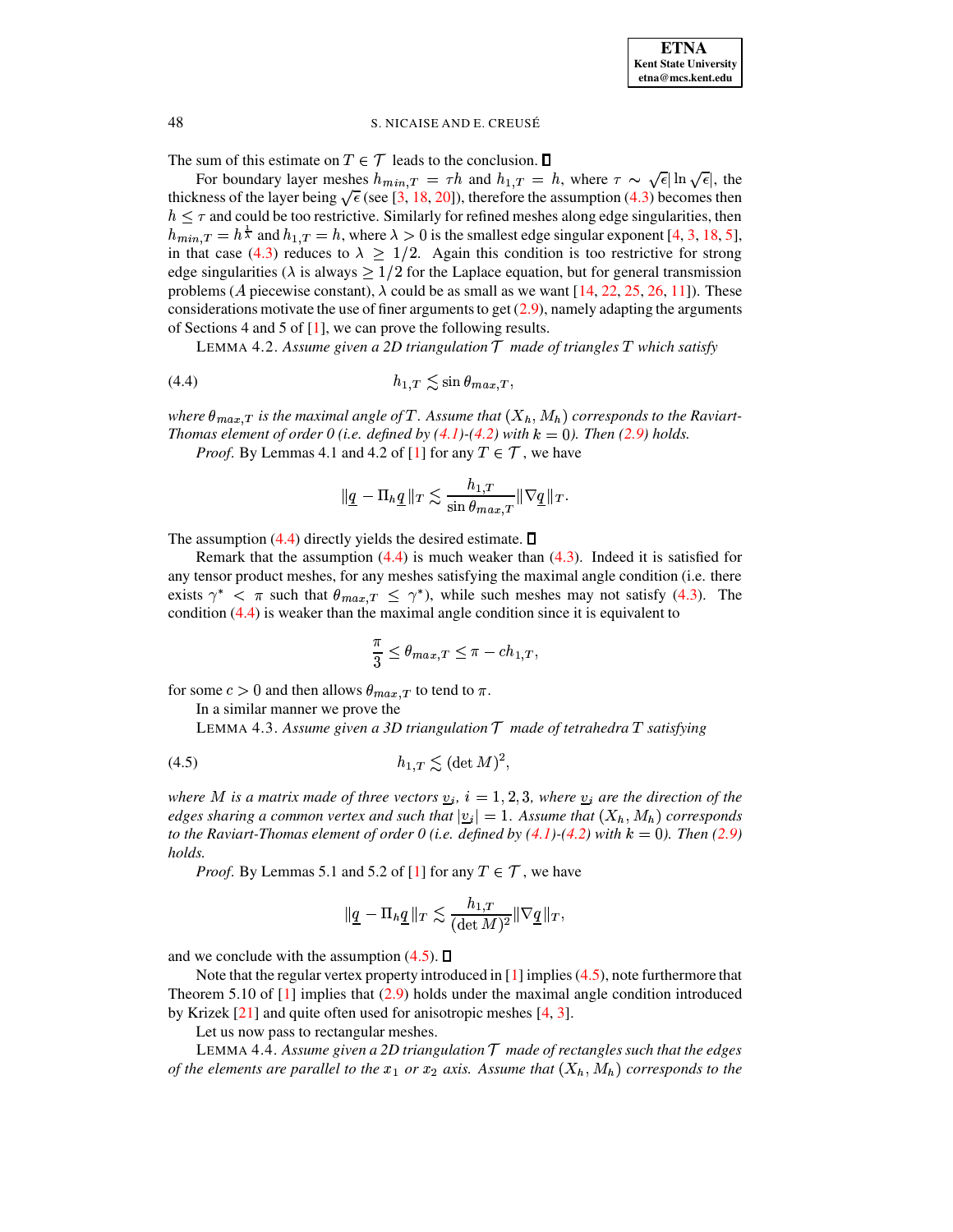The sum of this estimate on $T \in \mathcal{T}$ leads to the conclusion. ∎

For boundary layer meshes $h_{min,T} = \tau h$ and $h_{1,T} = h$, where $\tau \sim \sqrt{\epsilon}|\ln \sqrt{\epsilon}|$, the thickness of the layer being $\sqrt{\epsilon}$ (see [3, 18, 20]), therefore the assumption (4.3) becomes then $h \leq \tau$ and could be too restrictive. Similarly for refined meshes along edge singularities, then $h_{min,T} = h^{\frac{1}{\lambda}}$ and $h_{1,T} = h$, where $\lambda > 0$ is the smallest edge singular exponent [4, 3, 18, 5], in that case (4.3) reduces to $\lambda \geq 1/2$. Again this condition is too restrictive for strong edge singularities ($\lambda$ is always $\geq 1/2$ for the Laplace equation, but for general transmission problems ($A$ piecewise constant), $\lambda$ could be as small as we want [14, 22, 25, 26, 11]). These considerations motivate the use of finer arguments to get (2.9), namely adapting the arguments of Sections 4 and 5 of [1], we can prove the following results.

LEMMA 4.2. *Assume given a 2D triangulation $\mathcal{T}$ made of triangles $T$ which satisfy*

$$h_{1,T} \lesssim \sin \theta_{max,T}, \tag{4.4}$$

*where $\theta_{max,T}$ is the maximal angle of $T$. Assume that $(X_h, M_h)$ corresponds to the Raviart-Thomas element of order 0 (i.e. defined by (4.1)-(4.2) with $k = 0$). Then (2.9) holds.*

*Proof.* By Lemmas 4.1 and 4.2 of [1] for any $T \in \mathcal{T}$, we have

$$\|\underline{q} - \Pi_h \underline{q}\|_T \lesssim \frac{h_{1,T}}{\sin \theta_{max,T}} \|\nabla \underline{q}\|_T.$$

The assumption (4.4) directly yields the desired estimate. ∎

Remark that the assumption (4.4) is much weaker than (4.3). Indeed it is satisfied for any tensor product meshes, for any meshes satisfying the maximal angle condition (i.e. there exists $\gamma^* < \pi$ such that $\theta_{max,T} \leq \gamma^*$), while such meshes may not satisfy (4.3). The condition (4.4) is weaker than the maximal angle condition since it is equivalent to

$$\frac{\pi}{3} \leq \theta_{max,T} \leq \pi - c h_{1,T},$$

for some $c > 0$ and then allows $\theta_{max,T}$ to tend to $\pi$.

In a similar manner we prove the

LEMMA 4.3. *Assume given a 3D triangulation $\mathcal{T}$ made of tetrahedra $T$ satisfying*

$$h_{1,T} \lesssim (\det M)^2, \tag{4.5}$$

*where $M$ is a matrix made of three vectors $\underline{v}_i$, $i = 1, 2, 3$, where $\underline{v}_j$ are the direction of the edges sharing a common vertex and such that $|\underline{v}_j| = 1$. Assume that $(X_h, M_h)$ corresponds to the Raviart-Thomas element of order 0 (i.e. defined by (4.1)-(4.2) with $k = 0$). Then (2.9) holds.*

*Proof.* By Lemmas 5.1 and 5.2 of [1] for any $T \in \mathcal{T}$, we have

$$\|\underline{q} - \Pi_h \underline{q}\|_T \lesssim \frac{h_{1,T}}{(\det M)^2} \|\nabla \underline{q}\|_T,$$

and we conclude with the assumption (4.5). ∎

Note that the regular vertex property introduced in [1] implies (4.5), note furthermore that Theorem 5.10 of [1] implies that (2.9) holds under the maximal angle condition introduced by Krizek [21] and quite often used for anisotropic meshes [4, 3].

Let us now pass to rectangular meshes.

LEMMA 4.4. *Assume given a 2D triangulation $\mathcal{T}$ made of rectangles such that the edges of the elements are parallel to the $x_1$ or $x_2$ axis. Assume that $(X_h, M_h)$ corresponds to the*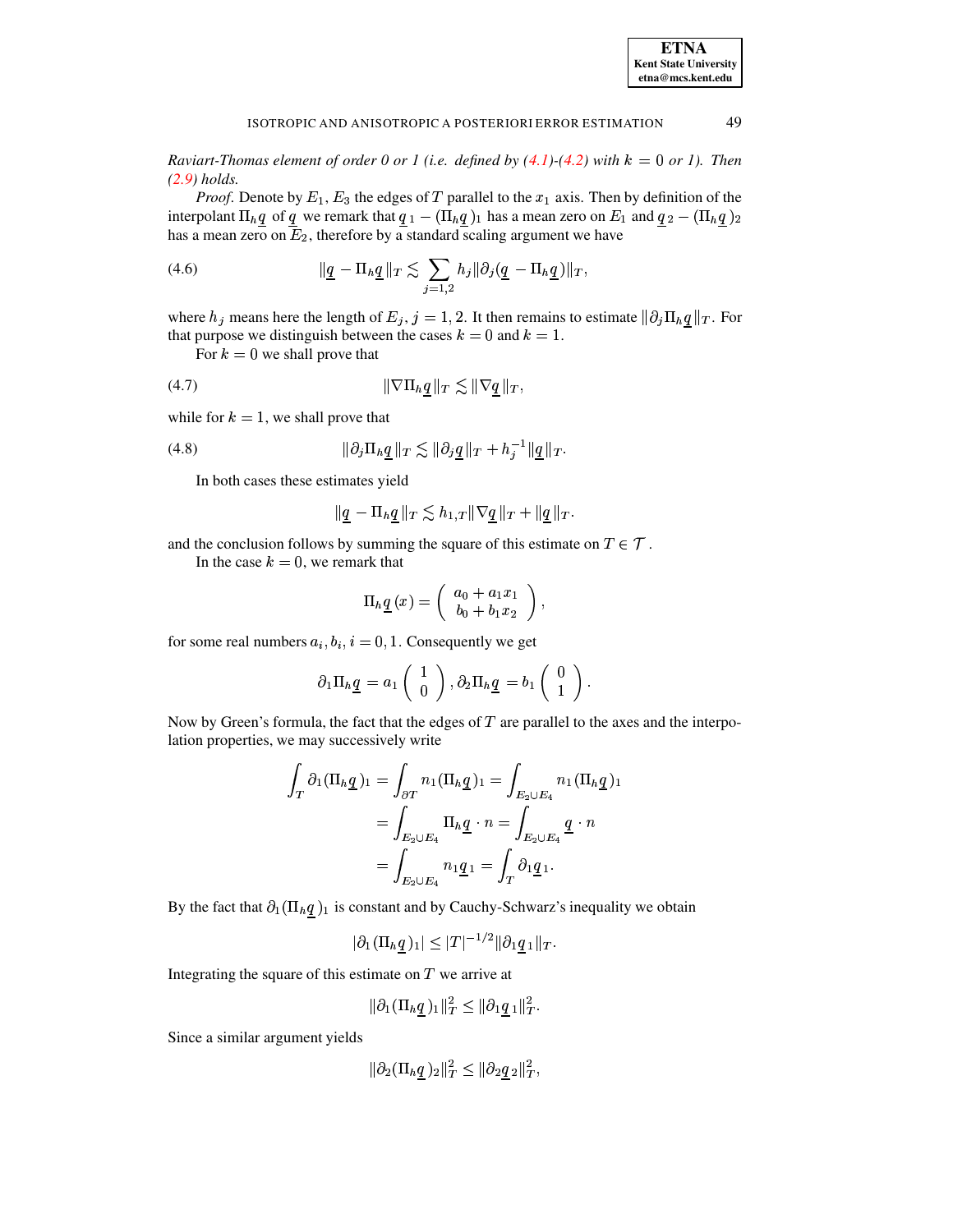*Raviart-Thomas element of order 0 or 1 (i.e. defined by (4.1)-(4.2) with $k = 0$ or 1). Then (2.9) holds.*

*Proof*. Denote by $E_1, E_3$ the edges of $T$ parallel to the $x_1$ axis. Then by definition of the interpolant $\Pi_h \underline{q}$ of $\underline{q}$ we remark that $\underline{q}_1 - (\Pi_h \underline{q})_1$ has a mean zero on $E_1$ and $\underline{q}_2 - (\Pi_h \underline{q})_2$ has a mean zero on $E_2$, therefore by a standard scaling argument we have

$$\|\underline{q} - \Pi_h \underline{q}\|_T \lesssim \sum_{j=1,2} h_j \|\partial_j (\underline{q} - \Pi_h \underline{q})\|_T, \tag{4.6}$$

where $h_j$ means here the length of $E_j$, $j = 1, 2$. It then remains to estimate $\|\partial_j \Pi_h \underline{q}\|_T$. For that purpose we distinguish between the cases $k = 0$ and $k = 1$.

For $k = 0$ we shall prove that

$$\|\nabla \Pi_h \underline{q}\|_T \lesssim \|\nabla \underline{q}\|_T, \tag{4.7}$$

while for $k = 1$, we shall prove that

$$\|\partial_j \Pi_h \underline{q}\|_T \lesssim \|\partial_j \underline{q}\|_T + h_j^{-1} \|\underline{q}\|_T. \tag{4.8}$$

In both cases these estimates yield

$$\|\underline{q} - \Pi_h \underline{q}\|_T \lesssim h_{1,T} \|\nabla \underline{q}\|_T + \|\underline{q}\|_T.$$

and the conclusion follows by summing the square of this estimate on $T \in \mathcal{T}$.

In the case $k = 0$, we remark that

$$\Pi_h \underline{q}(x) = \begin{pmatrix} a_0 + a_1 x_1 \\ b_0 + b_1 x_2 \end{pmatrix},$$

for some real numbers $a_i, b_i$, $i = 0, 1$. Consequently we get

$$\partial_1 \Pi_h \underline{q} = a_1 \begin{pmatrix} 1 \\ 0 \end{pmatrix}, \partial_2 \Pi_h \underline{q} = b_1 \begin{pmatrix} 0 \\ 1 \end{pmatrix}.$$

Now by Green's formula, the fact that the edges of $T$ are parallel to the axes and the interpolation properties, we may successively write

$$\begin{aligned}
\int_T \partial_1 (\Pi_h \underline{q})_1 &= \int_{\partial T} n_1 (\Pi_h \underline{q})_1 = \int_{E_2 \cup E_4} n_1 (\Pi_h \underline{q})_1 \\
&= \int_{E_2 \cup E_4} \Pi_h \underline{q} \cdot n = \int_{E_2 \cup E_4} \underline{q} \cdot n \\
&= \int_{E_2 \cup E_4} n_1 \underline{q}_1 = \int_T \partial_1 \underline{q}_1.
\end{aligned}$$

By the fact that $\partial_1 (\Pi_h \underline{q})_1$ is constant and by Cauchy-Schwarz's inequality we obtain

$$|\partial_1 (\Pi_h \underline{q})_1| \leq |T|^{-1/2} \|\partial_1 \underline{q}_1\|_T.$$

Integrating the square of this estimate on $T$ we arrive at

$$\|\partial_1 (\Pi_h \underline{q})_1\|_T^2 \leq \|\partial_1 \underline{q}_1\|_T^2.$$

Since a similar argument yields

$$\|\partial_2 (\Pi_h \underline{q})_2\|_T^2 \leq \|\partial_2 \underline{q}_2\|_T^2,$$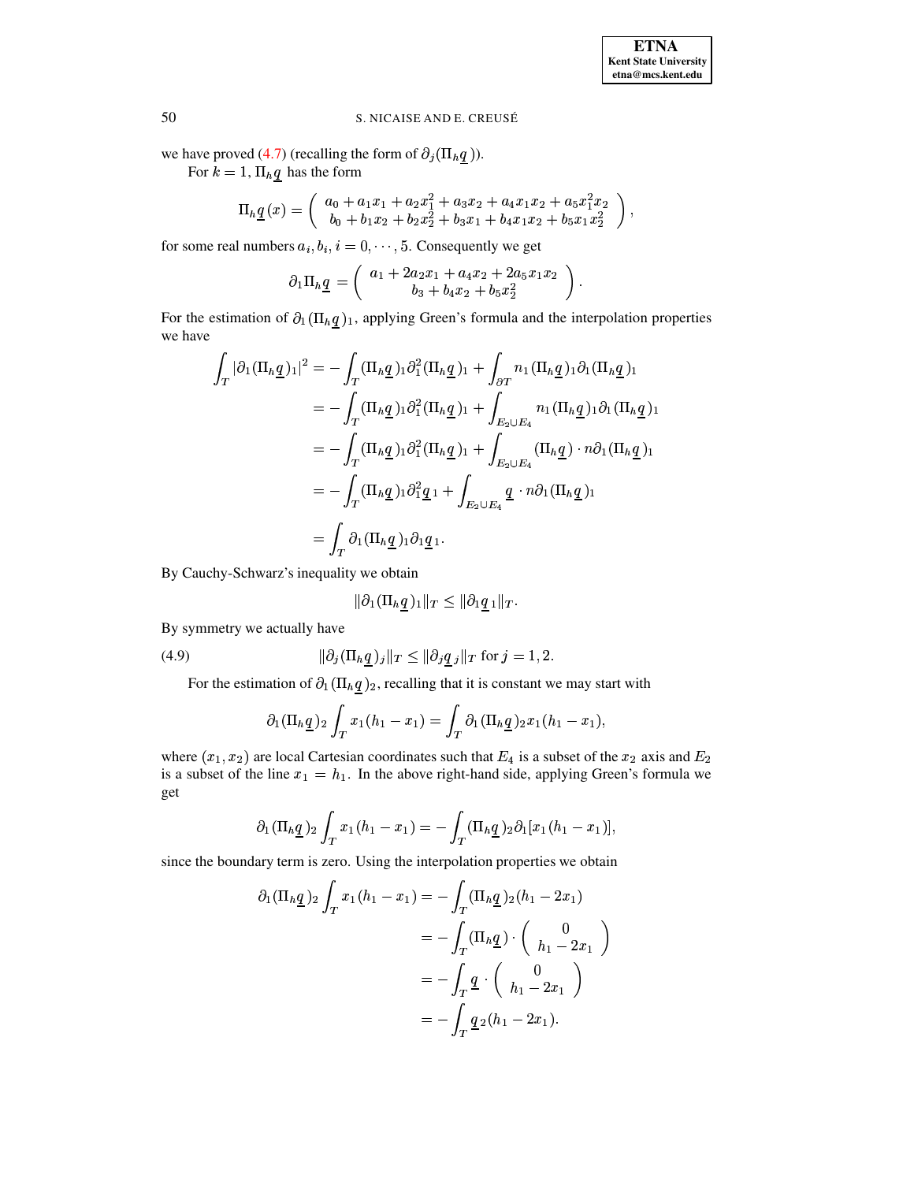we have proved (4.7) (recalling the form of $\partial_j(\Pi_h \underline{q})$).

For $k = 1$, $\Pi_h \underline{q}$ has the form

$$\Pi_h \underline{q}(x) = \begin{pmatrix} a_0 + a_1 x_1 + a_2 x_1^2 + a_3 x_2 + a_4 x_1 x_2 + a_5 x_1^2 x_2 \\ b_0 + b_1 x_2 + b_2 x_2^2 + b_3 x_1 + b_4 x_1 x_2 + b_5 x_1 x_2^2 \end{pmatrix},$$

for some real numbers $a_i, b_i, i = 0, \cdots, 5$. Consequently we get

$$\partial_1 \Pi_h \underline{q} = \begin{pmatrix} a_1 + 2a_2 x_1 + a_4 x_2 + 2a_5 x_1 x_2 \\ b_3 + b_4 x_2 + b_5 x_2^2 \end{pmatrix}.$$

For the estimation of $\partial_1 (\Pi_h \underline{q})_1$, applying Green's formula and the interpolation properties we have

$$\begin{aligned}
\int_T |\partial_1 (\Pi_h \underline{q})_1|^2 &= -\int_T (\Pi_h \underline{q})_1 \partial_1^2 (\Pi_h \underline{q})_1 + \int_{\partial T} n_1 (\Pi_h \underline{q})_1 \partial_1 (\Pi_h \underline{q})_1 \\
&= -\int_T (\Pi_h \underline{q})_1 \partial_1^2 (\Pi_h \underline{q})_1 + \int_{E_2 \cup E_4} n_1 (\Pi_h \underline{q})_1 \partial_1 (\Pi_h \underline{q})_1 \\
&= -\int_T (\Pi_h \underline{q})_1 \partial_1^2 (\Pi_h \underline{q})_1 + \int_{E_2 \cup E_4} (\Pi_h \underline{q}) \cdot n \partial_1 (\Pi_h \underline{q})_1 \\
&= -\int_T (\Pi_h \underline{q})_1 \partial_1^2 \underline{q}_1 + \int_{E_2 \cup E_4} \underline{q} \cdot n \partial_1 (\Pi_h \underline{q})_1 \\
&= \int_T \partial_1 (\Pi_h \underline{q})_1 \partial_1 \underline{q}_1.
\end{aligned}$$

By Cauchy-Schwarz's inequality we obtain

$$\|\partial_1 (\Pi_h \underline{q})_1\|_T \leq \|\partial_1 \underline{q}_1\|_T.$$

By symmetry we actually have

$$\|\partial_j (\Pi_h \underline{q})_j\|_T \leq \|\partial_j \underline{q}_j\|_T \text{ for } j = 1, 2. \tag{4.9}$$

For the estimation of $\partial_1 (\Pi_h \underline{q})_2$, recalling that it is constant we may start with

$$\partial_1 (\Pi_h \underline{q})_2 \int_T x_1 (h_1 - x_1) = \int_T \partial_1 (\Pi_h \underline{q})_2 x_1 (h_1 - x_1),$$

where $(x_1, x_2)$ are local Cartesian coordinates such that $E_4$ is a subset of the $x_2$ axis and $E_2$ is a subset of the line $x_1 = h_1$. In the above right-hand side, applying Green's formula we get

$$\partial_1 (\Pi_h \underline{q})_2 \int_T x_1 (h_1 - x_1) = -\int_T (\Pi_h \underline{q})_2 \partial_1 [x_1 (h_1 - x_1)],$$

since the boundary term is zero. Using the interpolation properties we obtain

$$\begin{aligned}
\partial_1 (\Pi_h \underline{q})_2 \int_T x_1 (h_1 - x_1) &= -\int_T (\Pi_h \underline{q})_2 (h_1 - 2x_1) \\
&= -\int_T (\Pi_h \underline{q}) \cdot \begin{pmatrix} 0 \\ h_1 - 2x_1 \end{pmatrix} \\
&= -\int_T \underline{q} \cdot \begin{pmatrix} 0 \\ h_1 - 2x_1 \end{pmatrix} \\
&= -\int_T \underline{q}_2 (h_1 - 2x_1).
\end{aligned}$$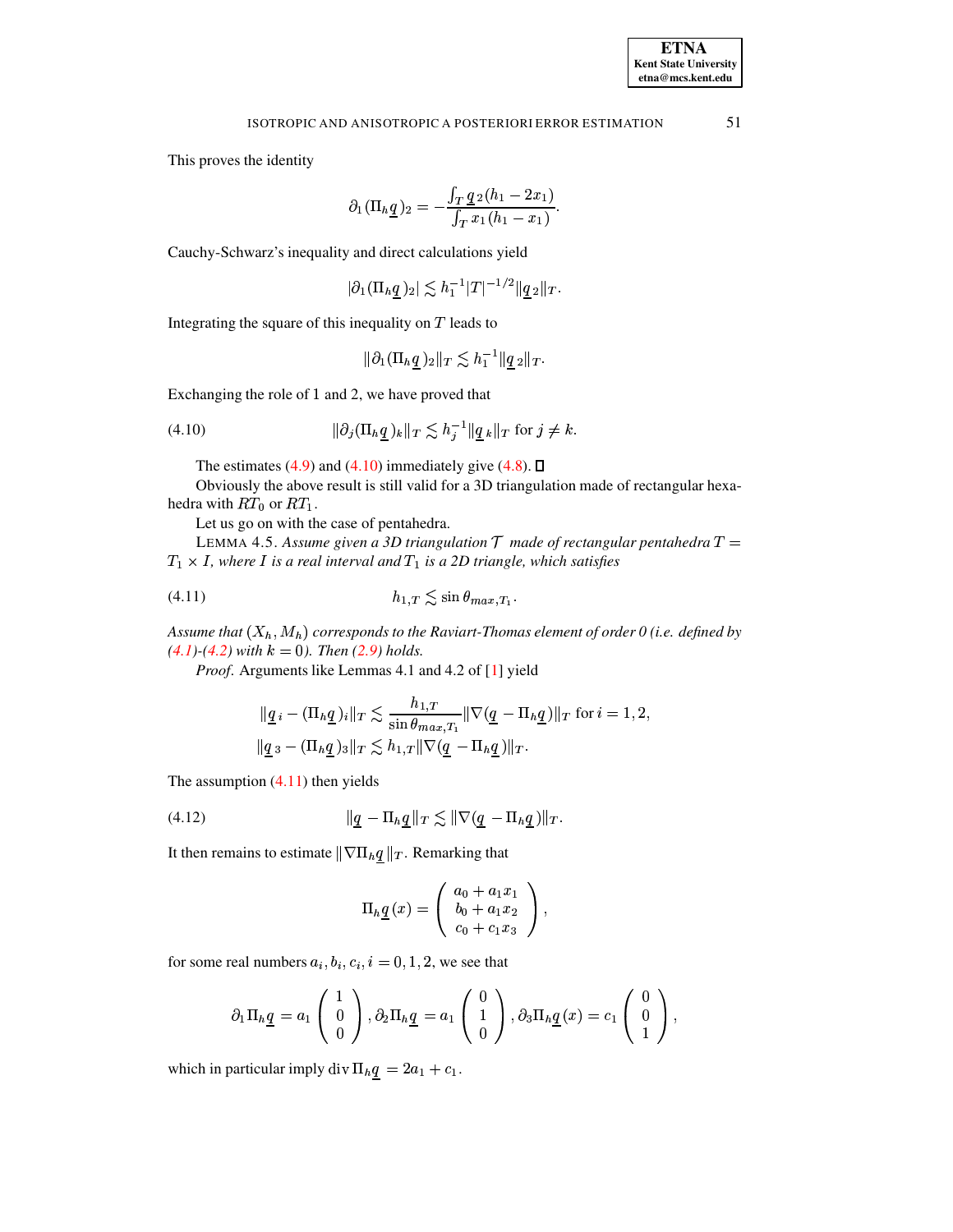This proves the identity

$$\partial_1(\Pi_h \underline{q})_2 = -\frac{\int_T \underline{q}_2(h_1 - 2x_1)}{\int_T x_1(h_1 - x_1)}.$$

Cauchy-Schwarz's inequality and direct calculations yield

$$|\partial_1(\Pi_h \underline{q})_2| \lesssim h_1^{-1}|T|^{-1/2}\|\underline{q}_2\|_T.$$

Integrating the square of this inequality on $T$ leads to

$$\|\partial_1(\Pi_h \underline{q})_2\|_T \lesssim h_1^{-1}\|\underline{q}_2\|_T.$$

Exchanging the role of 1 and 2, we have proved that

$$\|\partial_j(\Pi_h \underline{q})_k\|_T \lesssim h_j^{-1}\|\underline{q}_k\|_T \text{ for } j \neq k. \tag{4.10}$$

The estimates (4.9) and (4.10) immediately give (4.8). □

Obviously the above result is still valid for a 3D triangulation made of rectangular hexahedra with $RT_0$ or $RT_1$.

Let us go on with the case of pentahedra.

LEMMA 4.5. *Assume given a 3D triangulation $\mathcal{T}$ made of rectangular pentahedra $T = T_1 \times I$, where $I$ is a real interval and $T_1$ is a 2D triangle, which satisfies*

$$h_{1,T} \lesssim \sin\theta_{max,T_1}. \tag{4.11}$$

*Assume that $(X_h, M_h)$ corresponds to the Raviart-Thomas element of order 0 (i.e. defined by (4.1)-(4.2) with $k = 0$). Then (2.9) holds.*

*Proof.* Arguments like Lemmas 4.1 and 4.2 of [1] yield

$$\|\underline{q}_i - (\Pi_h \underline{q})_i\|_T \lesssim \frac{h_{1,T}}{\sin\theta_{max,T_1}}\|\nabla(\underline{q} - \Pi_h \underline{q})\|_T \text{ for } i = 1, 2,$$
$$\|\underline{q}_3 - (\Pi_h \underline{q})_3\|_T \lesssim h_{1,T}\|\nabla(\underline{q} - \Pi_h \underline{q})\|_T.$$

The assumption (4.11) then yields

$$\|\underline{q} - \Pi_h \underline{q}\|_T \lesssim \|\nabla(\underline{q} - \Pi_h \underline{q})\|_T. \tag{4.12}$$

It then remains to estimate $\|\nabla \Pi_h \underline{q}\|_T$. Remarking that

$$\Pi_h \underline{q}(x) = \begin{pmatrix} a_0 + a_1 x_1 \\ b_0 + a_1 x_2 \\ c_0 + c_1 x_3 \end{pmatrix},$$

for some real numbers $a_i, b_i, c_i, i = 0, 1, 2$, we see that

$$\partial_1 \Pi_h \underline{q} = a_1 \begin{pmatrix} 1 \\ 0 \\ 0 \end{pmatrix}, \partial_2 \Pi_h \underline{q} = a_1 \begin{pmatrix} 0 \\ 1 \\ 0 \end{pmatrix}, \partial_3 \Pi_h \underline{q}(x) = c_1 \begin{pmatrix} 0 \\ 0 \\ 1 \end{pmatrix},$$

which in particular imply $\operatorname{div} \Pi_h \underline{q} = 2a_1 + c_1$.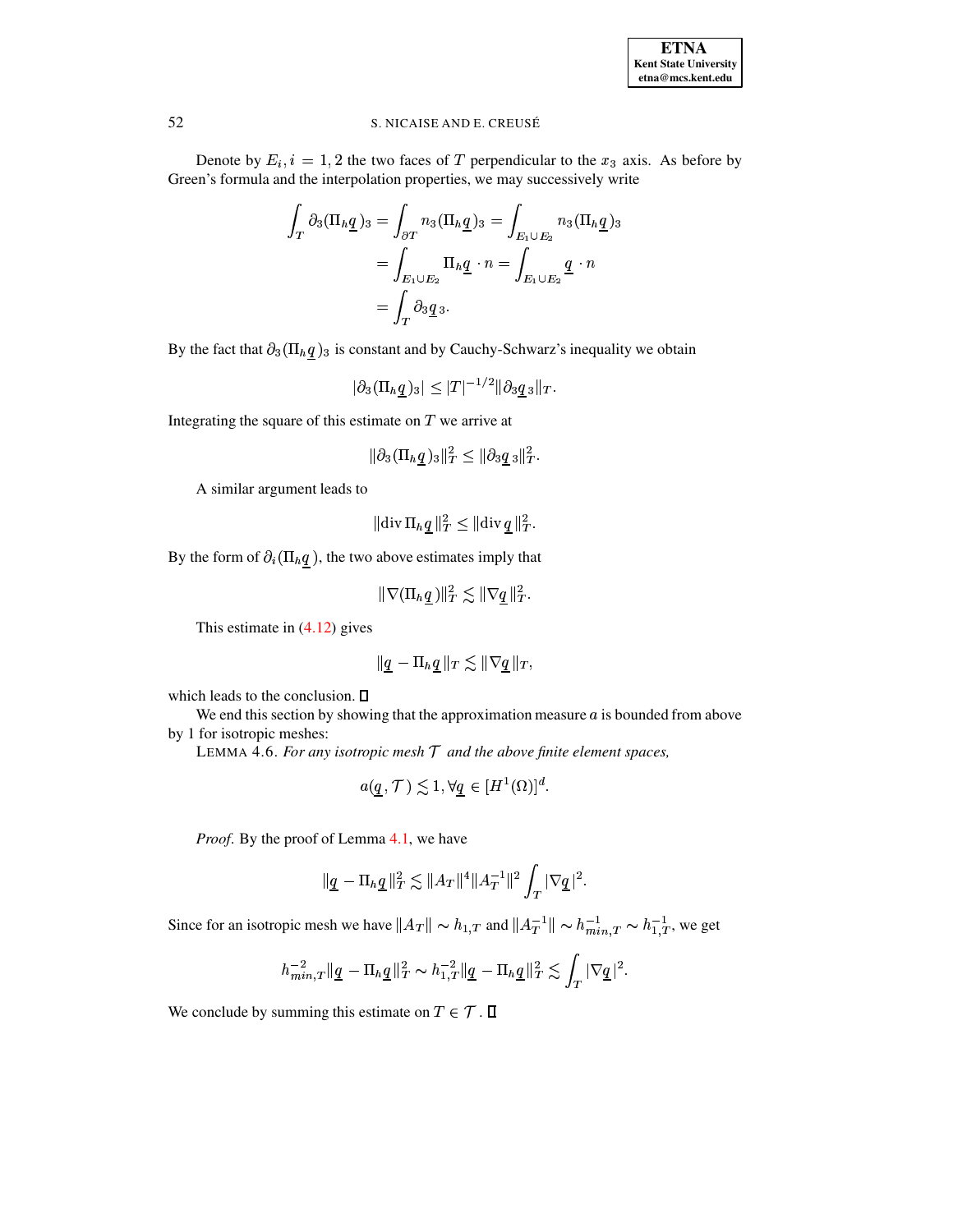Denote by $E_i, i = 1, 2$ the two faces of $T$ perpendicular to the $x_3$ axis. As before by Green's formula and the interpolation properties, we may successively write

$$\begin{aligned}
\int_T \partial_3 (\Pi_h \underline{q})_3 &= \int_{\partial T} n_3 (\Pi_h \underline{q})_3 = \int_{E_1 \cup E_2} n_3 (\Pi_h \underline{q})_3 \\
&= \int_{E_1 \cup E_2} \Pi_h \underline{q} \cdot n = \int_{E_1 \cup E_2} \underline{q} \cdot n \\
&= \int_T \partial_3 \underline{q}_3.
\end{aligned}$$

By the fact that $\partial_3 (\Pi_h \underline{q})_3$ is constant and by Cauchy-Schwarz's inequality we obtain

$$|\partial_3 (\Pi_h \underline{q})_3| \leq |T|^{-1/2} \|\partial_3 \underline{q}_3\|_T.$$

Integrating the square of this estimate on $T$ we arrive at

$$\|\partial_3 (\Pi_h \underline{q})_3\|_T^2 \leq \|\partial_3 \underline{q}_3\|_T^2.$$

A similar argument leads to

$$\|\operatorname{div} \Pi_h \underline{q}\|_T^2 \leq \|\operatorname{div} \underline{q}\|_T^2.$$

By the form of $\partial_i (\Pi_h \underline{q})$, the two above estimates imply that

$$\|\nabla (\Pi_h \underline{q})\|_T^2 \lesssim \|\nabla \underline{q}\|_T^2.$$

This estimate in (4.12) gives

$$\|\underline{q} - \Pi_h \underline{q}\|_T \lesssim \|\nabla \underline{q}\|_T,$$

which leads to the conclusion. □

We end this section by showing that the approximation measure $a$ is bounded from above by 1 for isotropic meshes:

LEMMA 4.6. *For any isotropic mesh $\mathcal{T}$ and the above finite element spaces,*

$$a(\underline{q}, \mathcal{T}) \lesssim 1, \forall \underline{q} \in [H^1(\Omega)]^d.$$

*Proof.* By the proof of Lemma 4.1, we have

$$\|\underline{q} - \Pi_h \underline{q}\|_T^2 \lesssim \|A_T\|^4 \|A_T^{-1}\|^2 \int_T |\nabla \underline{q}|^2.$$

Since for an isotropic mesh we have $\|A_T\| \sim h_{1,T}$ and $\|A_T^{-1}\| \sim h_{min,T}^{-1} \sim h_{1,T}^{-1}$, we get

$$h_{min,T}^{-2} \|\underline{q} - \Pi_h \underline{q}\|_T^2 \sim h_{1,T}^{-2} \|\underline{q} - \Pi_h \underline{q}\|_T^2 \lesssim \int_T |\nabla \underline{q}|^2.$$

We conclude by summing this estimate on $T \in \mathcal{T}$. □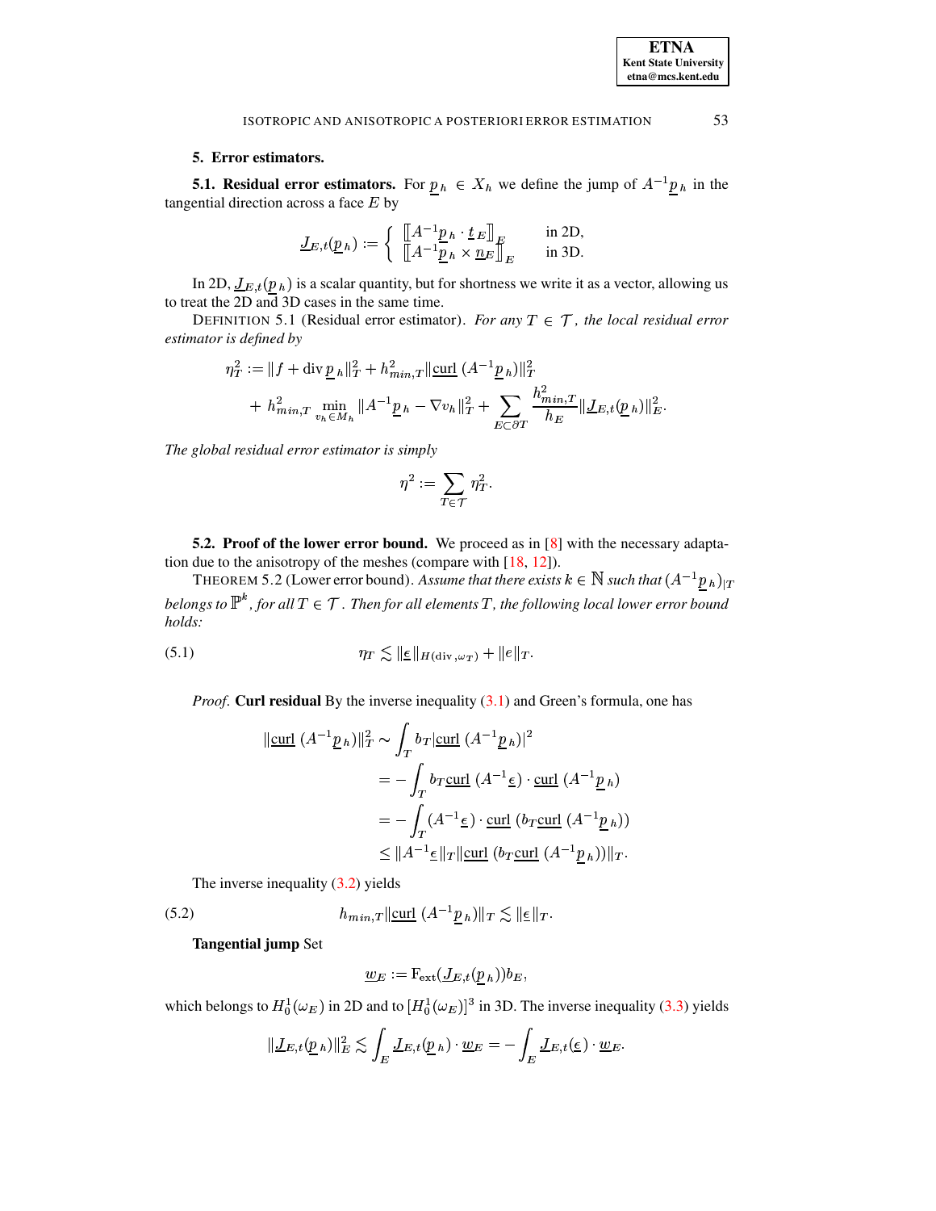## 5. Error estimators.

**5.1. Residual error estimators.** For $\underline{p}_h \in X_h$ we define the jump of $A^{-1}\underline{p}_h$ in the tangential direction across a face $E$ by

$$\underline{J}_{E,t}(\underline{p}_h) := \begin{cases} \left[\!\left[ A^{-1}\underline{p}_h \cdot \underline{t}_E \right]\!\right]_E & \text{in 2D,} \\ \left[\!\left[ A^{-1}\underline{p}_h \times \underline{n}_E \right]\!\right]_E & \text{in 3D.} \end{cases}$$

In 2D, $\underline{J}_{E,t}(\underline{p}_h)$ is a scalar quantity, but for shortness we write it as a vector, allowing us to treat the 2D and 3D cases in the same time.

DEFINITION 5.1 (Residual error estimator). *For any $T \in \mathcal{T}$, the local residual error estimator is defined by*

$$\eta_T^2 := \|f + \operatorname{div} \underline{p}_h\|_T^2 + h_{min,T}^2 \|\underline{\operatorname{curl}}\,(A^{-1}\underline{p}_h)\|_T^2 + h_{min,T}^2 \min_{v_h \in M_h} \|A^{-1}\underline{p}_h - \nabla v_h\|_T^2 + \sum_{E \subset \partial T} \frac{h_{min,T}^2}{h_E} \|\underline{J}_{E,t}(\underline{p}_h)\|_E^2.$$

*The global residual error estimator is simply*

$$\eta^2 := \sum_{T \in \mathcal{T}} \eta_T^2.$$

**5.2. Proof of the lower error bound.** We proceed as in [8] with the necessary adaptation due to the anisotropy of the meshes (compare with [18, 12]).

THEOREM 5.2 (Lower error bound). *Assume that there exists $k \in \mathbb{N}$ such that $(A^{-1}\underline{p}_h)_{|T}$ belongs to $\mathbb{P}^k$, for all $T \in \mathcal{T}$. Then for all elements $T$, the following local lower error bound holds:*

$$\eta_T \lesssim \|\underline{\epsilon}\|_{H(\operatorname{div},\omega_T)} + \|e\|_T. \tag{5.1}$$

*Proof.* **Curl residual** By the inverse inequality (3.1) and Green's formula, one has

$$\begin{aligned} \|\underline{\operatorname{curl}}\,(A^{-1}\underline{p}_h)\|_T^2 &\sim \int_T b_T |\underline{\operatorname{curl}}\,(A^{-1}\underline{p}_h)|^2 \\ &= -\int_T b_T \underline{\operatorname{curl}}\,(A^{-1}\underline{\epsilon}) \cdot \underline{\operatorname{curl}}\,(A^{-1}\underline{p}_h) \\ &= -\int_T (A^{-1}\underline{\epsilon}) \cdot \underline{\operatorname{curl}}\,(b_T \underline{\operatorname{curl}}\,(A^{-1}\underline{p}_h)) \\ &\leq \|A^{-1}\underline{\epsilon}\|_T \|\underline{\operatorname{curl}}\,(b_T \underline{\operatorname{curl}}\,(A^{-1}\underline{p}_h))\|_T. \end{aligned}$$

The inverse inequality (3.2) yields

$$h_{min,T} \|\underline{\operatorname{curl}}\,(A^{-1}\underline{p}_h)\|_T \lesssim \|\underline{\epsilon}\|_T. \tag{5.2}$$

**Tangential jump** Set

$$\underline{w}_E := \mathrm{F}_{\text{ext}}(\underline{J}_{E,t}(\underline{p}_h)) b_E,$$

which belongs to $H_0^1(\omega_E)$ in 2D and to $[H_0^1(\omega_E)]^3$ in 3D. The inverse inequality (3.3) yields

$$\|\underline{J}_{E,t}(\underline{p}_h)\|_E^2 \lesssim \int_E \underline{J}_{E,t}(\underline{p}_h) \cdot \underline{w}_E = -\int_E \underline{J}_{E,t}(\underline{\epsilon}) \cdot \underline{w}_E.$$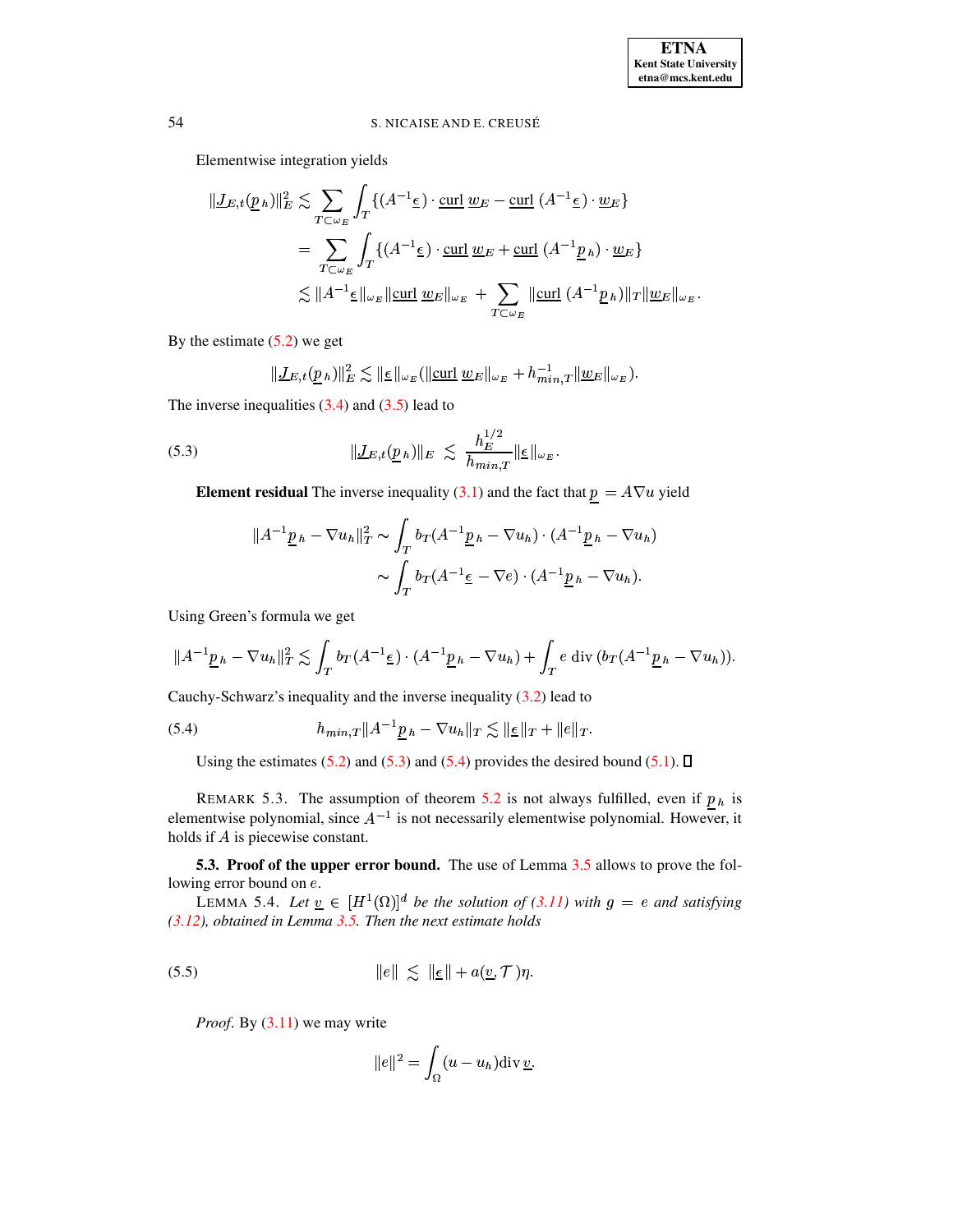Elementwise integration yields

$$
\begin{aligned}
\|\underline{J}_{E,t}(\underline{p}_h)\|_E^2 &\lesssim \sum_{T\subset\omega_E} \int_T \{(A^{-1}\underline{\epsilon}) \cdot \underline{\text{curl}}\; \underline{w}_E - \underline{\text{curl}}\;(A^{-1}\underline{\epsilon}) \cdot \underline{w}_E\} \\
&= \sum_{T\subset\omega_E} \int_T \{(A^{-1}\underline{\epsilon}) \cdot \underline{\text{curl}}\; \underline{w}_E + \underline{\text{curl}}\;(A^{-1}\underline{p}_h) \cdot \underline{w}_E\} \\
&\lesssim \|A^{-1}\underline{\epsilon}\|_{\omega_E} \|\underline{\text{curl}}\; \underline{w}_E\|_{\omega_E} + \sum_{T\subset\omega_E} \|\underline{\text{curl}}\;(A^{-1}\underline{p}_h)\|_T \|\underline{w}_E\|_{\omega_E}.
\end{aligned}
$$

By the estimate (5.2) we get

$$
\|\underline{J}_{E,t}(\underline{p}_h)\|_E^2 \lesssim \|\underline{\epsilon}\|_{\omega_E} (\|\underline{\text{curl}}\; \underline{w}_E\|_{\omega_E} + h_{min,T}^{-1} \|\underline{w}_E\|_{\omega_E}).
$$

The inverse inequalities (3.4) and (3.5) lead to

$$
\|\underline{J}_{E,t}(\underline{p}_h)\|_E \lesssim \frac{h_E^{1/2}}{h_{min,T}} \|\underline{\epsilon}\|_{\omega_E}. \tag{5.3}
$$

**Element residual** The inverse inequality (3.1) and the fact that $\underline{p} = A\nabla u$ yield

$$
\begin{aligned}
\|A^{-1}\underline{p}_h - \nabla u_h\|_T^2 &\sim \int_T b_T (A^{-1}\underline{p}_h - \nabla u_h) \cdot (A^{-1}\underline{p}_h - \nabla u_h) \\
&\sim \int_T b_T (A^{-1}\underline{\epsilon} - \nabla e) \cdot (A^{-1}\underline{p}_h - \nabla u_h).
\end{aligned}
$$

Using Green's formula we get

$$
\|A^{-1}\underline{p}_h - \nabla u_h\|_T^2 \lesssim \int_T b_T (A^{-1}\underline{\epsilon}) \cdot (A^{-1}\underline{p}_h - \nabla u_h) + \int_T e \,\text{div}\,(b_T(A^{-1}\underline{p}_h - \nabla u_h)).
$$

Cauchy-Schwarz's inequality and the inverse inequality (3.2) lead to

$$
h_{min,T} \|A^{-1}\underline{p}_h - \nabla u_h\|_T \lesssim \|\underline{\epsilon}\|_T + \|e\|_T. \tag{5.4}
$$

Using the estimates (5.2) and (5.3) and (5.4) provides the desired bound (5.1). ◻

REMARK 5.3. The assumption of theorem 5.2 is not always fulfilled, even if $\underline{p}_h$ is elementwise polynomial, since $A^{-1}$ is not necessarily elementwise polynomial. However, it holds if $A$ is piecewise constant.

**5.3. Proof of the upper error bound.** The use of Lemma 3.5 allows to prove the following error bound on $e$.

LEMMA 5.4. *Let $\underline{v} \in [H^1(\Omega)]^d$ be the solution of (3.11) with $g = e$ and satisfying (3.12), obtained in Lemma 3.5. Then the next estimate holds*

$$
\|e\| \lesssim \|\underline{\epsilon}\| + a(\underline{v}, \mathcal{T})\eta. \tag{5.5}
$$

*Proof.* By (3.11) we may write

$$
\|e\|^2 = \int_\Omega (u - u_h) \text{div}\, \underline{v}.
$$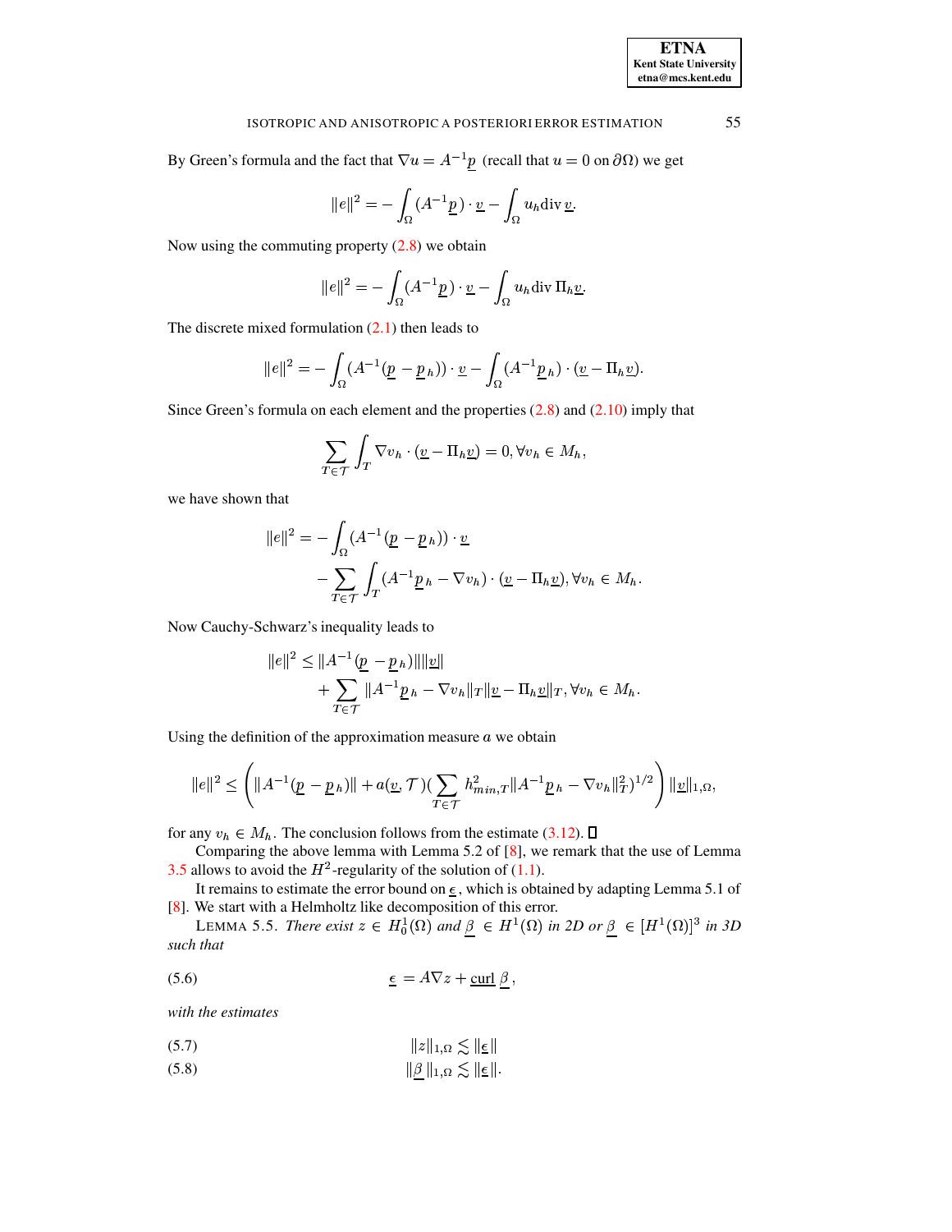By Green's formula and the fact that $\nabla u = A^{-1}\underline{p}$ (recall that $u = 0$ on $\partial\Omega$) we get

$$\|e\|^2 = -\int_\Omega (A^{-1}\underline{p}) \cdot \underline{v} - \int_\Omega u_h \text{div}\, \underline{v}.$$

Now using the commuting property (2.8) we obtain

$$\|e\|^2 = -\int_\Omega (A^{-1}\underline{p}) \cdot \underline{v} - \int_\Omega u_h \text{div}\, \Pi_h \underline{v}.$$

The discrete mixed formulation (2.1) then leads to

$$\|e\|^2 = -\int_\Omega (A^{-1}(\underline{p} - \underline{p}_h)) \cdot \underline{v} - \int_\Omega (A^{-1}\underline{p}_h) \cdot (\underline{v} - \Pi_h \underline{v}).$$

Since Green's formula on each element and the properties (2.8) and (2.10) imply that

$$\sum_{T \in \mathcal{T}} \int_T \nabla v_h \cdot (\underline{v} - \Pi_h \underline{v}) = 0, \forall v_h \in M_h,$$

we have shown that

$$\begin{aligned}\|e\|^2 = &-\int_\Omega (A^{-1}(\underline{p} - \underline{p}_h)) \cdot \underline{v} \\ &- \sum_{T \in \mathcal{T}} \int_T (A^{-1}\underline{p}_h - \nabla v_h) \cdot (\underline{v} - \Pi_h \underline{v}), \forall v_h \in M_h.\end{aligned}$$

Now Cauchy-Schwarz's inequality leads to

$$\begin{aligned}\|e\|^2 \le\, &\|A^{-1}(\underline{p} - \underline{p}_h)\| \|\underline{v}\| \\ &+ \sum_{T \in \mathcal{T}} \|A^{-1}\underline{p}_h - \nabla v_h\|_T \|\underline{v} - \Pi_h \underline{v}\|_T, \forall v_h \in M_h.\end{aligned}$$

Using the definition of the approximation measure $a$ we obtain

$$\|e\|^2 \le \left( \|A^{-1}(\underline{p} - \underline{p}_h)\| + a(\underline{v}, \mathcal{T}) (\sum_{T \in \mathcal{T}} h_{min,T}^2 \|A^{-1}\underline{p}_h - \nabla v_h\|_T^2)^{1/2} \right) \|\underline{v}\|_{1,\Omega},$$

for any $v_h \in M_h$. The conclusion follows from the estimate (3.12). ∎

Comparing the above lemma with Lemma 5.2 of [8], we remark that the use of Lemma 3.5 allows to avoid the $H^2$-regularity of the solution of (1.1).

It remains to estimate the error bound on $\underline{\epsilon}$, which is obtained by adapting Lemma 5.1 of [8]. We start with a Helmholtz like decomposition of this error.

LEMMA 5.5. *There exist $z \in H_0^1(\Omega)$ and $\underline{\beta} \in H^1(\Omega)$ in 2D or $\underline{\beta} \in [H^1(\Omega)]^3$ in 3D such that*

$$\underline{\epsilon} = A\nabla z + \underline{\text{curl}}\, \underline{\beta}, \tag{5.6}$$

*with the estimates*

$$\|z\|_{1,\Omega} \lesssim \|\underline{\epsilon}\| \tag{5.7}$$

$$\|\underline{\beta}\|_{1,\Omega} \lesssim \|\underline{\epsilon}\|. \tag{5.8}$$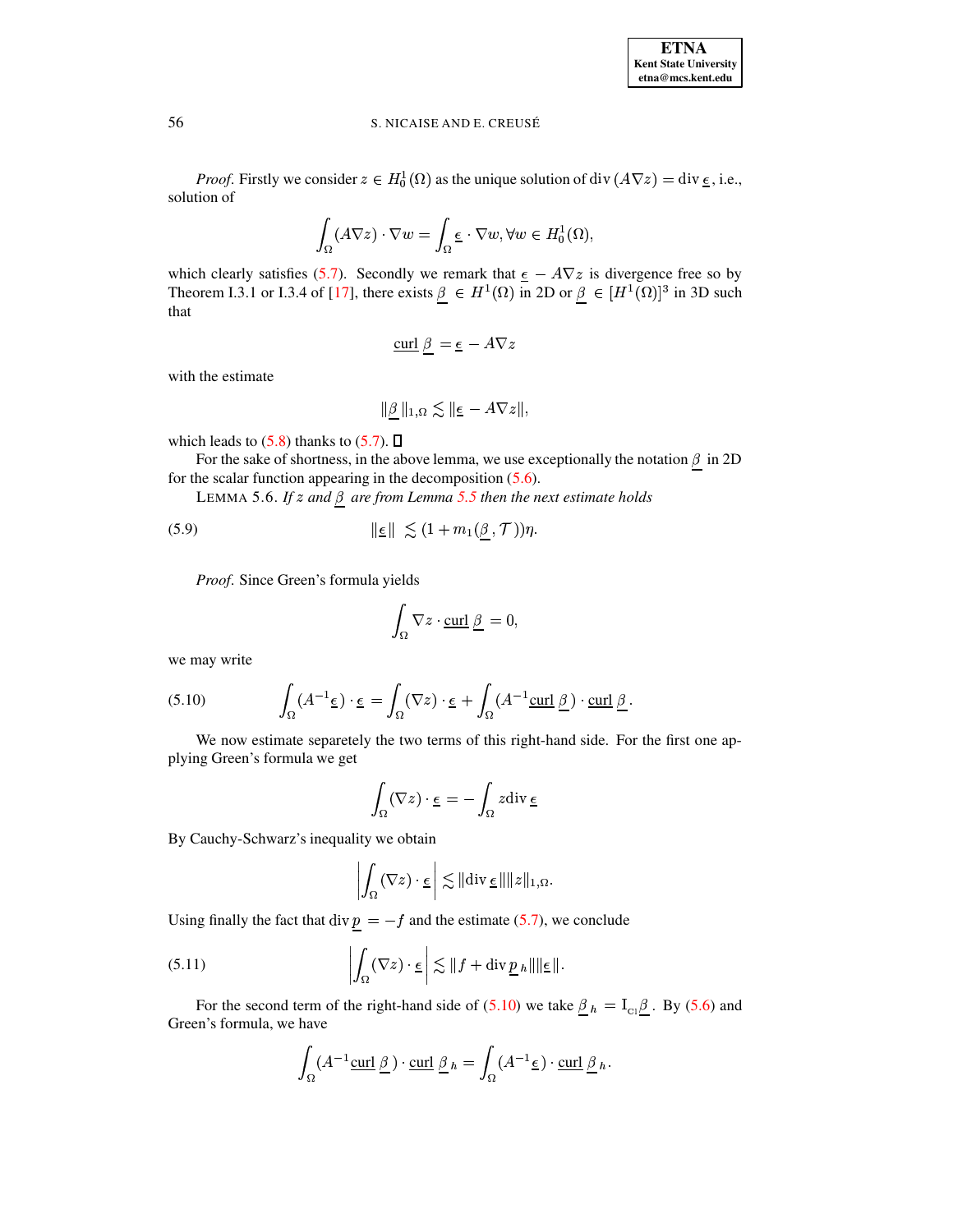*Proof*. Firstly we consider $z \in H_0^1(\Omega)$ as the unique solution of $\operatorname{div}(A\nabla z) = \operatorname{div} \underline{\epsilon}$, i.e., solution of

$$\int_\Omega (A\nabla z)\cdot \nabla w = \int_\Omega \underline{\epsilon}\cdot \nabla w, \forall w \in H_0^1(\Omega),$$

which clearly satisfies (5.7). Secondly we remark that $\underline{\epsilon} - A\nabla z$ is divergence free so by Theorem I.3.1 or I.3.4 of [17], there exists $\underline{\beta} \in H^1(\Omega)$ in 2D or $\underline{\beta} \in [H^1(\Omega)]^3$ in 3D such that

$$\underline{\operatorname{curl}}\, \underline{\beta} = \underline{\epsilon} - A\nabla z$$

with the estimate

$$\|\underline{\beta}\|_{1,\Omega} \lesssim \|\underline{\epsilon} - A\nabla z\|,$$

which leads to (5.8) thanks to (5.7). ☐

For the sake of shortness, in the above lemma, we use exceptionally the notation $\underline{\beta}$ in 2D for the scalar function appearing in the decomposition (5.6).

LEMMA 5.6. *If $z$ and $\underline{\beta}$ are from Lemma 5.5 then the next estimate holds*

$$\|\underline{\epsilon}\| \lesssim (1 + m_1(\underline{\beta}, \mathcal{T}))\eta. \tag{5.9}$$

*Proof*. Since Green's formula yields

$$\int_\Omega \nabla z \cdot \underline{\operatorname{curl}}\, \underline{\beta} = 0,$$

we may write

$$\int_\Omega (A^{-1}\underline{\epsilon})\cdot \underline{\epsilon} = \int_\Omega (\nabla z)\cdot \underline{\epsilon} + \int_\Omega (A^{-1}\underline{\operatorname{curl}}\, \underline{\beta})\cdot \underline{\operatorname{curl}}\, \underline{\beta}. \tag{5.10}$$

We now estimate separetely the two terms of this right-hand side. For the first one applying Green's formula we get

$$\int_\Omega (\nabla z)\cdot \underline{\epsilon} = -\int_\Omega z \operatorname{div} \underline{\epsilon}$$

By Cauchy-Schwarz's inequality we obtain

$$\left|\int_\Omega (\nabla z)\cdot \underline{\epsilon}\right| \lesssim \|\operatorname{div} \underline{\epsilon}\|\|z\|_{1,\Omega}.$$

Using finally the fact that $\operatorname{div} \underline{p} = -f$ and the estimate (5.7), we conclude

$$\left|\int_\Omega (\nabla z)\cdot \underline{\epsilon}\right| \lesssim \|f + \operatorname{div} \underline{p}_h\|\|\underline{\epsilon}\|. \tag{5.11}$$

For the second term of the right-hand side of (5.10) we take $\underline{\beta}_h = \mathrm{I}_{\mathrm{Cl}}\underline{\beta}$. By (5.6) and Green's formula, we have

$$\int_\Omega (A^{-1}\underline{\operatorname{curl}}\, \underline{\beta})\cdot \underline{\operatorname{curl}}\, \underline{\beta}_h = \int_\Omega (A^{-1}\underline{\epsilon})\cdot \underline{\operatorname{curl}}\, \underline{\beta}_h.$$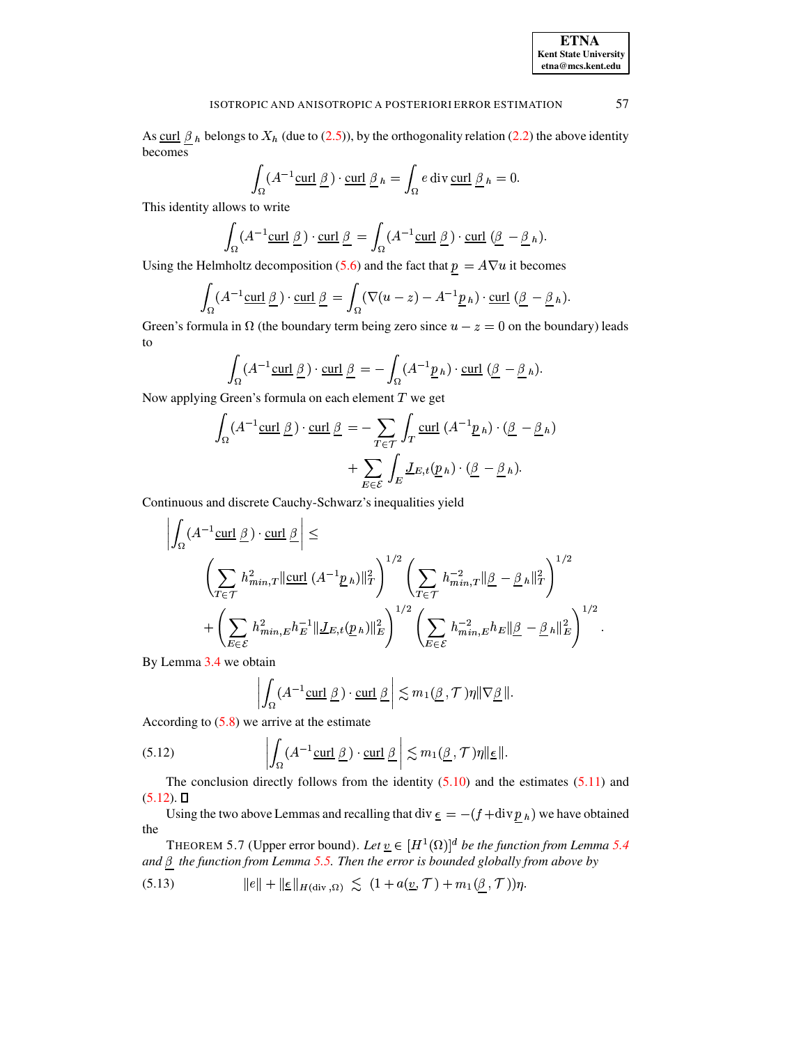As $\underline{\text{curl}}\ \underline{\beta}_h$ belongs to $X_h$ (due to (2.5)), by the orthogonality relation (2.2) the above identity becomes

$$\int_\Omega (A^{-1}\underline{\text{curl}}\ \underline{\beta}) \cdot \underline{\text{curl}}\ \underline{\beta}_h = \int_\Omega e \,\text{div}\, \underline{\text{curl}}\ \underline{\beta}_h = 0.$$

This identity allows to write

$$\int_\Omega (A^{-1}\underline{\text{curl}}\ \underline{\beta}) \cdot \underline{\text{curl}}\ \underline{\beta} = \int_\Omega (A^{-1}\underline{\text{curl}}\ \underline{\beta}) \cdot \underline{\text{curl}}\ (\underline{\beta} - \underline{\beta}_h).$$

Using the Helmholtz decomposition (5.6) and the fact that $\underline{p} = A\nabla u$ it becomes

$$\int_\Omega (A^{-1}\underline{\text{curl}}\ \underline{\beta}) \cdot \underline{\text{curl}}\ \underline{\beta} = \int_\Omega (\nabla(u-z) - A^{-1}\underline{p}_h) \cdot \underline{\text{curl}}\ (\underline{\beta} - \underline{\beta}_h).$$

Green's formula in $\Omega$ (the boundary term being zero since $u - z = 0$ on the boundary) leads to

$$\int_\Omega (A^{-1}\underline{\text{curl}}\ \underline{\beta}) \cdot \underline{\text{curl}}\ \underline{\beta} = -\int_\Omega (A^{-1}\underline{p}_h) \cdot \underline{\text{curl}}\ (\underline{\beta} - \underline{\beta}_h).$$

Now applying Green's formula on each element $T$ we get

$$\int_\Omega (A^{-1}\underline{\text{curl}}\ \underline{\beta}) \cdot \underline{\text{curl}}\ \underline{\beta} = -\sum_{T\in\mathcal{T}} \int_T \underline{\text{curl}}\ (A^{-1}\underline{p}_h) \cdot (\underline{\beta} - \underline{\beta}_h) + \sum_{E\in\mathcal{E}} \int_E \underline{J}_{E,t}(\underline{p}_h) \cdot (\underline{\beta} - \underline{\beta}_h).$$

Continuous and discrete Cauchy-Schwarz's inequalities yield

$$\left| \int_\Omega (A^{-1}\underline{\text{curl}}\ \underline{\beta}) \cdot \underline{\text{curl}}\ \underline{\beta} \right| \leq \left( \sum_{T\in\mathcal{T}} h_{min,T}^2 \|\underline{\text{curl}}\ (A^{-1}\underline{p}_h)\|_T^2 \right)^{1/2} \left( \sum_{T\in\mathcal{T}} h_{min,T}^{-2} \|\underline{\beta} - \underline{\beta}_h\|_T^2 \right)^{1/2}$$
$$+ \left( \sum_{E\in\mathcal{E}} h_{min,E}^2 h_E^{-1} \|\underline{J}_{E,t}(\underline{p}_h)\|_E^2 \right)^{1/2} \left( \sum_{E\in\mathcal{E}} h_{min,E}^{-2} h_E \|\underline{\beta} - \underline{\beta}_h\|_E^2 \right)^{1/2}.$$

By Lemma 3.4 we obtain

$$\left| \int_\Omega (A^{-1}\underline{\text{curl}}\ \underline{\beta}) \cdot \underline{\text{curl}}\ \underline{\beta} \right| \lesssim m_1(\underline{\beta}, \mathcal{T})\eta \|\nabla \underline{\beta}\|.$$

According to (5.8) we arrive at the estimate

$$\left| \int_\Omega (A^{-1}\underline{\text{curl}}\ \underline{\beta}) \cdot \underline{\text{curl}}\ \underline{\beta} \right| \lesssim m_1(\underline{\beta}, \mathcal{T})\eta \|\underline{\epsilon}\|. \tag{5.12}$$

The conclusion directly follows from the identity (5.10) and the estimates (5.11) and (5.12). ∎

Using the two above Lemmas and recalling that $\text{div}\,\underline{\epsilon} = -(f + \text{div}\,\underline{p}_h)$ we have obtained the

THEOREM 5.7 (Upper error bound). *Let $\underline{v} \in [H^1(\Omega)]^d$ be the function from Lemma 5.4 and $\underline{\beta}$ the function from Lemma 5.5. Then the error is bounded globally from above by*

$$\|e\| + \|\underline{\epsilon}\|_{H(\text{div},\Omega)} \lesssim (1 + a(\underline{v}, \mathcal{T}) + m_1(\underline{\beta}, \mathcal{T}))\eta. \tag{5.13}$$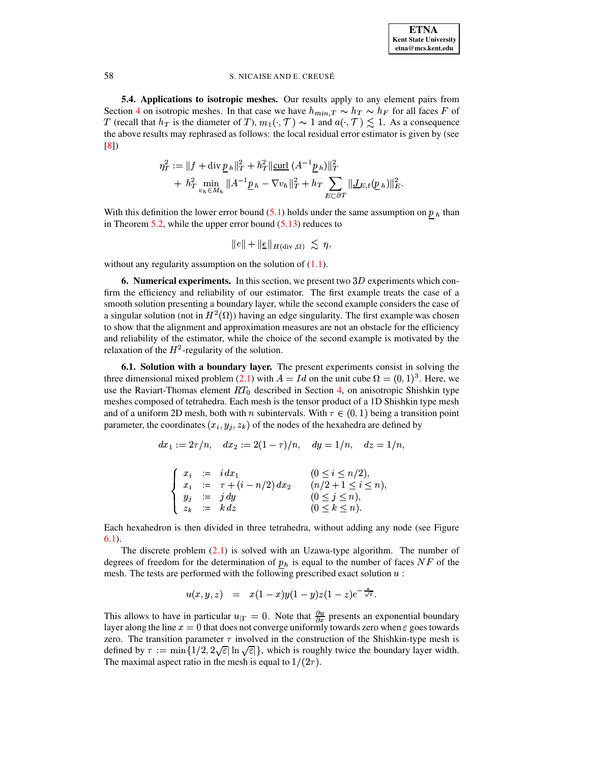**5.4. Applications to isotropic meshes.** Our results apply to any element pairs from Section 4 on isotropic meshes. In that case we have $h_{min,T} \sim h_T \sim h_F$ for all faces $F$ of $T$ (recall that $h_T$ is the diameter of $T$), $m_1(\cdot, \mathcal{T}) \sim 1$ and $a(\cdot, \mathcal{T}) \lesssim 1$. As a consequence the above results may rephrased as follows: the local residual error estimator is given by (see [8])

$$\eta_T^2 := \|f + \operatorname{div} \underline{p}_h\|_T^2 + h_T^2 \|\underline{\operatorname{curl}}\,(A^{-1}\underline{p}_h)\|_T^2 + h_T^2 \min_{v_h \in M_h} \|A^{-1}\underline{p}_h - \nabla v_h\|_T^2 + h_T \sum_{E \subset \partial T} \|\underline{J}_{E,t}(\underline{p}_h)\|_E^2.$$

With this definition the lower error bound (5.1) holds under the same assumption on $\underline{p}_h$ than in Theorem 5.2, while the upper error bound (5.13) reduces to

$$\|e\| + \|\underline{\epsilon}\|_{H(\operatorname{div},\Omega)} \lesssim \eta,$$

without any regularity assumption on the solution of (1.1).

**6. Numerical experiments.** In this section, we present two $3D$ experiments which confirm the efficiency and reliability of our estimator. The first example treats the case of a smooth solution presenting a boundary layer, while the second example considers the case of a singular solution (not in $H^2(\Omega)$) having an edge singularity. The first example was chosen to show that the alignment and approximation measures are not an obstacle for the efficiency and reliability of the estimator, while the choice of the second example is motivated by the relaxation of the $H^2$-regularity of the solution.

**6.1. Solution with a boundary layer.** The present experiments consist in solving the three dimensional mixed problem (2.1) with $A = Id$ on the unit cube $\Omega = (0,1)^3$. Here, we use the Raviart-Thomas element $RT_0$ described in Section 4, on anisotropic Shishkin type meshes composed of tetrahedra. Each mesh is the tensor product of a 1D Shishkin type mesh and of a uniform 2D mesh, both with $n$ subintervals. With $\tau \in (0,1)$ being a transition point parameter, the coordinates $(x_i, y_j, z_k)$ of the nodes of the hexahedra are defined by

$$dx_1 := 2\tau/n, \quad dx_2 := 2(1-\tau)/n, \quad dy = 1/n, \quad dz = 1/n,$$

$$\left\{ \begin{array}{llll} x_i & := & i\,dx_1 & (0 \le i \le n/2), \\ x_i & := & \tau + (i - n/2)\,dx_2 & (n/2 + 1 \le i \le n), \\ y_j & := & j\,dy & (0 \le j \le n), \\ z_k & := & k\,dz & (0 \le k \le n). \end{array} \right.$$

Each hexahedron is then divided in three tetrahedra, without adding any node (see Figure 6.1).

The discrete problem (2.1) is solved with an Uzawa-type algorithm. The number of degrees of freedom for the determination of $p_h$ is equal to the number of faces $NF$ of the mesh. The tests are performed with the following prescribed exact solution $u$ :

$$u(x,y,z) \;\; = \;\; x(1-x)y(1-y)z(1-z)e^{-\frac{x}{\sqrt{\varepsilon}}}.$$

This allows to have in particular $u_{|\Gamma} = 0$. Note that $\frac{\partial u}{\partial x}$ presents an exponential boundary layer along the line $x = 0$ that does not converge uniformly towards zero when $\varepsilon$ goes towards zero. The transition parameter $\tau$ involved in the construction of the Shishkin-type mesh is defined by $\tau := \min\{1/2, 2\sqrt{\varepsilon}|\ln\sqrt{\varepsilon}|\}$, which is roughly twice the boundary layer width. The maximal aspect ratio in the mesh is equal to $1/(2\tau)$.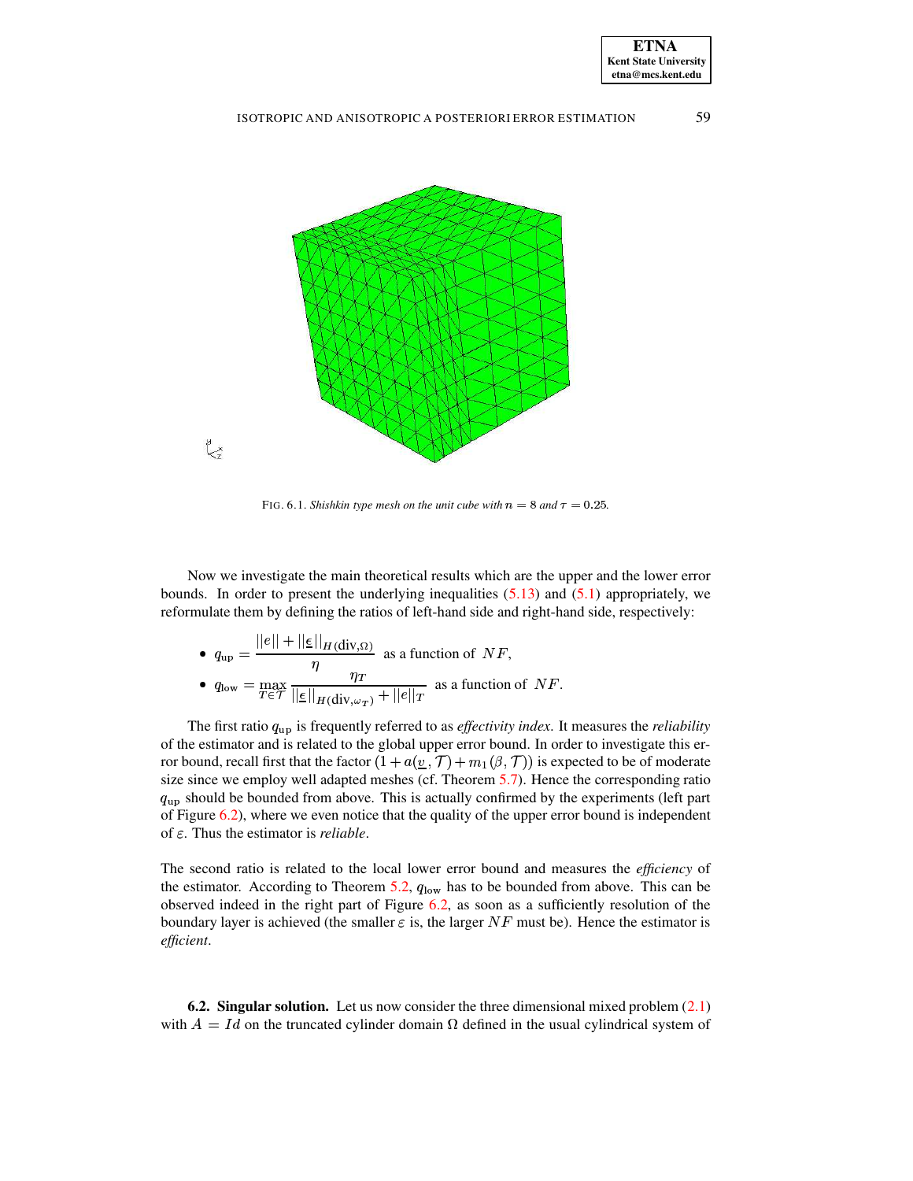FIG. 6.1. *Shishkin type mesh on the unit cube with $n = 8$ and $\tau = 0.25$.*

Now we investigate the main theoretical results which are the upper and the lower error bounds. In order to present the underlying inequalities (5.13) and (5.1) appropriately, we reformulate them by defining the ratios of left-hand side and right-hand side, respectively:

- $q_{\text{up}} = \dfrac{||e|| + ||\underline{\varepsilon}||_{H(\text{div},\Omega)}}{\eta}$ as a function of $NF$,
- $q_{\text{low}} = \max\limits_{T\in\mathcal{T}} \dfrac{\eta_T}{||\underline{\varepsilon}||_{H(\text{div},\omega_T)} + ||e||_T}$ as a function of $NF$.

The first ratio $q_{\text{up}}$ is frequently referred to as *effectivity index*. It measures the *reliability* of the estimator and is related to the global upper error bound. In order to investigate this error bound, recall first that the factor $(1 + a(\underline{v}, \mathcal{T}) + m_1(\beta, \mathcal{T}))$ is expected to be of moderate size since we employ well adapted meshes (cf. Theorem 5.7). Hence the corresponding ratio $q_{\text{up}}$ should be bounded from above. This is actually confirmed by the experiments (left part of Figure 6.2), where we even notice that the quality of the upper error bound is independent of $\varepsilon$. Thus the estimator is *reliable*.

The second ratio is related to the local lower error bound and measures the *efficiency* of the estimator. According to Theorem 5.2, $q_{\text{low}}$ has to be bounded from above. This can be observed indeed in the right part of Figure 6.2, as soon as a sufficiently resolution of the boundary layer is achieved (the smaller $\varepsilon$ is, the larger $NF$ must be). Hence the estimator is *efficient*.

**6.2. Singular solution.** Let us now consider the three dimensional mixed problem (2.1) with $A = Id$ on the truncated cylinder domain $\Omega$ defined in the usual cylindrical system of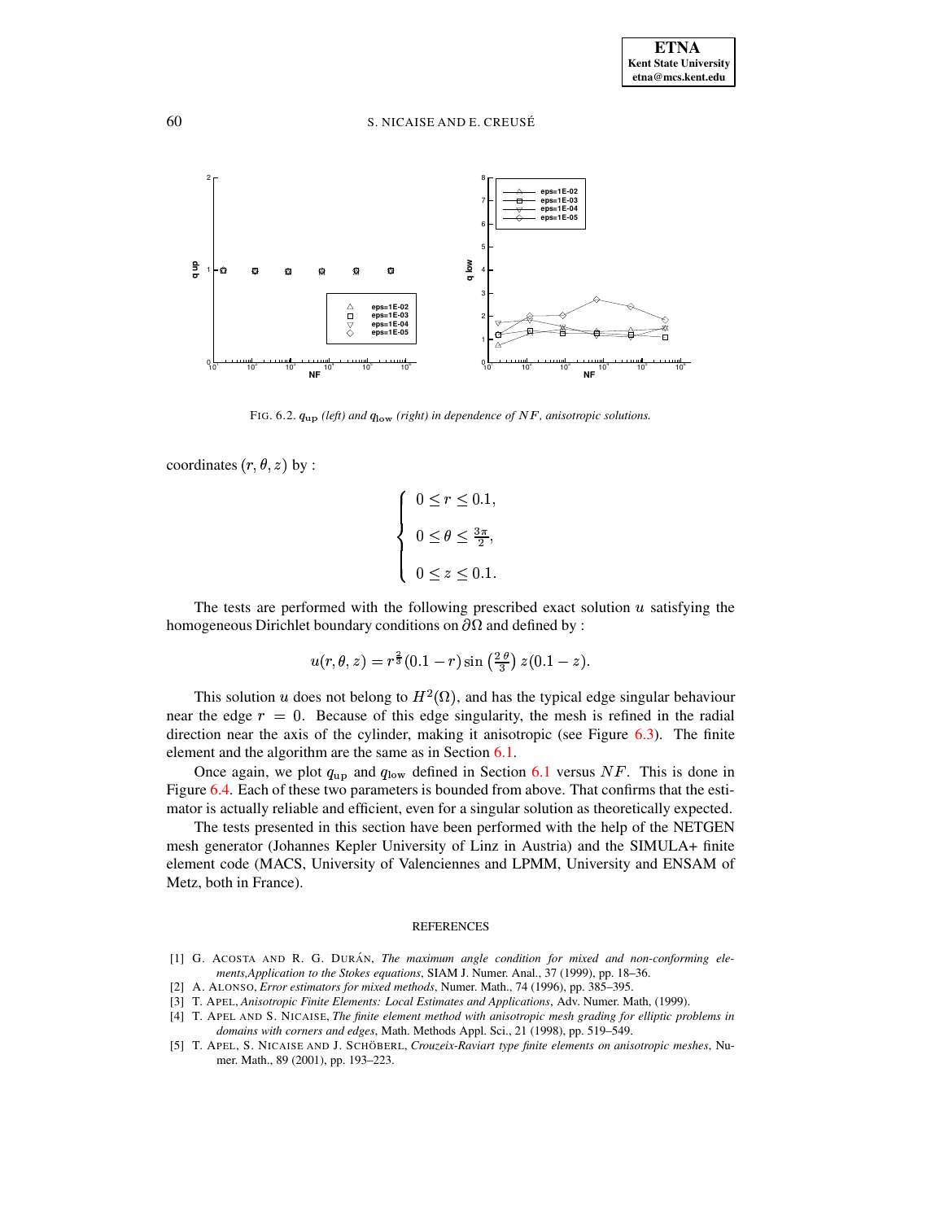FIG. 6.2. $q_{\rm up}$ *(left) and* $q_{\rm low}$ *(right) in dependence of* $NF$*, anisotropic solutions.*

coordinates $(r, \theta, z)$ by :

$$\begin{cases} 0 \leq r \leq 0.1, \\ 0 \leq \theta \leq \frac{3\pi}{2}, \\ 0 \leq z \leq 0.1. \end{cases}$$

The tests are performed with the following prescribed exact solution $u$ satisfying the homogeneous Dirichlet boundary conditions on $\partial\Omega$ and defined by :

$$u(r, \theta, z) = r^{\frac{2}{3}}(0.1 - r) \sin\left(\tfrac{2\,\theta}{3}\right) z(0.1 - z).$$

This solution $u$ does not belong to $H^2(\Omega)$, and has the typical edge singular behaviour near the edge $r = 0$. Because of this edge singularity, the mesh is refined in the radial direction near the axis of the cylinder, making it anisotropic (see Figure 6.3). The finite element and the algorithm are the same as in Section 6.1.

Once again, we plot $q_{\rm up}$ and $q_{\rm low}$ defined in Section 6.1 versus $NF$. This is done in Figure 6.4. Each of these two parameters is bounded from above. That confirms that the estimator is actually reliable and efficient, even for a singular solution as theoretically expected.

The tests presented in this section have been performed with the help of the NETGEN mesh generator (Johannes Kepler University of Linz in Austria) and the SIMULA+ finite element code (MACS, University of Valenciennes and LPMM, University and ENSAM of Metz, both in France).

## REFERENCES

[1] G. ACOSTA AND R. G. DURÁN, *The maximum angle condition for mixed and non-conforming elements,Application to the Stokes equations*, SIAM J. Numer. Anal., 37 (1999), pp. 18–36.

[2] A. ALONSO, *Error estimators for mixed methods*, Numer. Math., 74 (1996), pp. 385–395.

[3] T. APEL, *Anisotropic Finite Elements: Local Estimates and Applications*, Adv. Numer. Math, (1999).

[4] T. APEL AND S. NICAISE, *The finite element method with anisotropic mesh grading for elliptic problems in domains with corners and edges*, Math. Methods Appl. Sci., 21 (1998), pp. 519–549.

[5] T. APEL, S. NICAISE AND J. SCHÖBERL, *Crouzeix-Raviart type finite elements on anisotropic meshes*, Numer. Math., 89 (2001), pp. 193–223.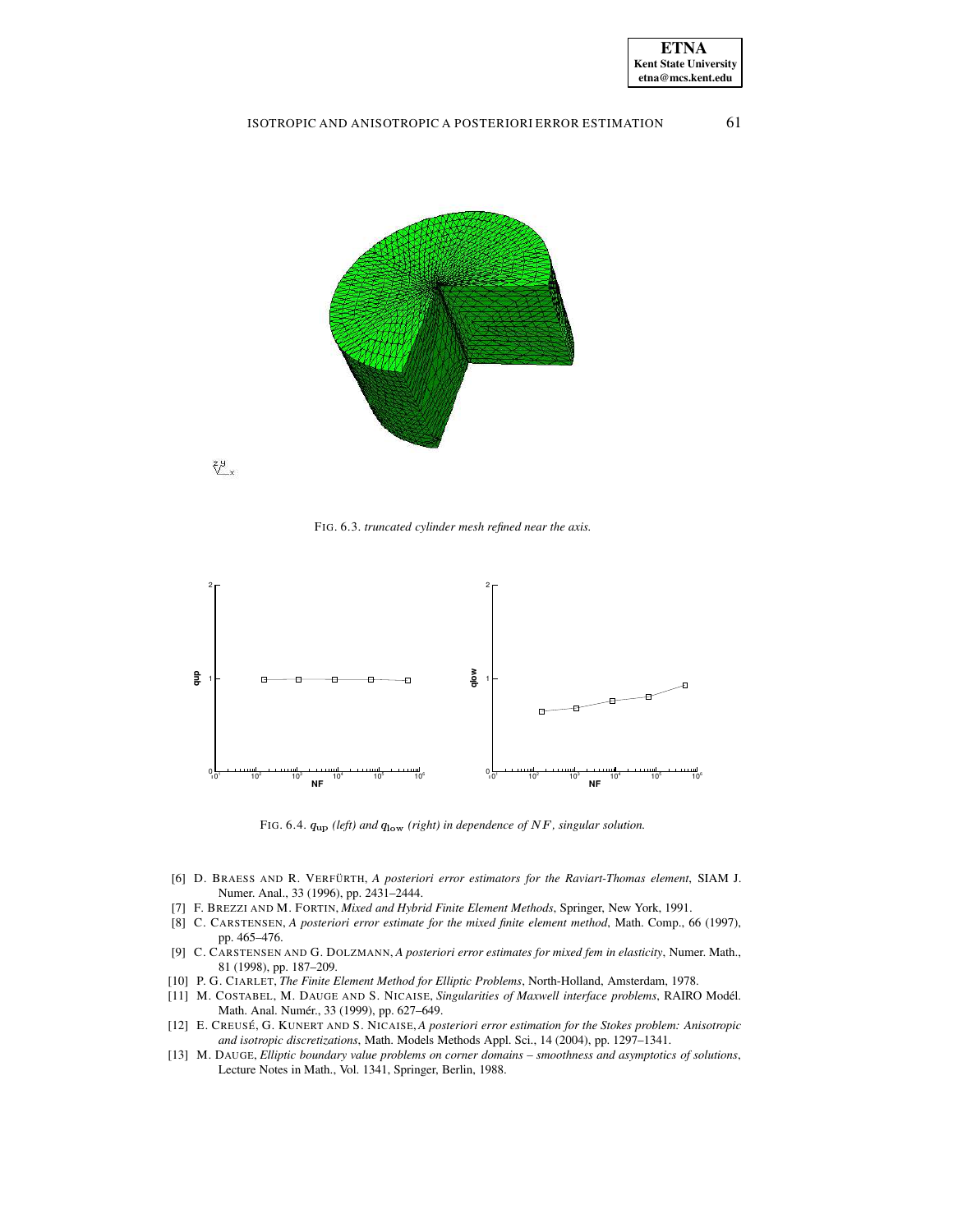FIG. 6.3. *truncated cylinder mesh refined near the axis.*

FIG. 6.4. $q_{\rm up}$ *(left) and* $q_{\rm low}$ *(right) in dependence of* $NF$*, singular solution.*

[6] D. BRAESS AND R. VERFÜRTH, *A posteriori error estimators for the Raviart-Thomas element*, SIAM J. Numer. Anal., 33 (1996), pp. 2431–2444.

[7] F. BREZZI AND M. FORTIN, *Mixed and Hybrid Finite Element Methods*, Springer, New York, 1991.

[8] C. CARSTENSEN, *A posteriori error estimate for the mixed finite element method*, Math. Comp., 66 (1997), pp. 465–476.

[9] C. CARSTENSEN AND G. DOLZMANN, *A posteriori error estimates for mixed fem in elasticity*, Numer. Math., 81 (1998), pp. 187–209.

[10] P. G. CIARLET, *The Finite Element Method for Elliptic Problems*, North-Holland, Amsterdam, 1978.

[11] M. COSTABEL, M. DAUGE AND S. NICAISE, *Singularities of Maxwell interface problems*, RAIRO Modél. Math. Anal. Numér., 33 (1999), pp. 627–649.

[12] E. CREUSÉ, G. KUNERT AND S. NICAISE, *A posteriori error estimation for the Stokes problem: Anisotropic and isotropic discretizations*, Math. Models Methods Appl. Sci., 14 (2004), pp. 1297–1341.

[13] M. DAUGE, *Elliptic boundary value problems on corner domains – smoothness and asymptotics of solutions*, Lecture Notes in Math., Vol. 1341, Springer, Berlin, 1988.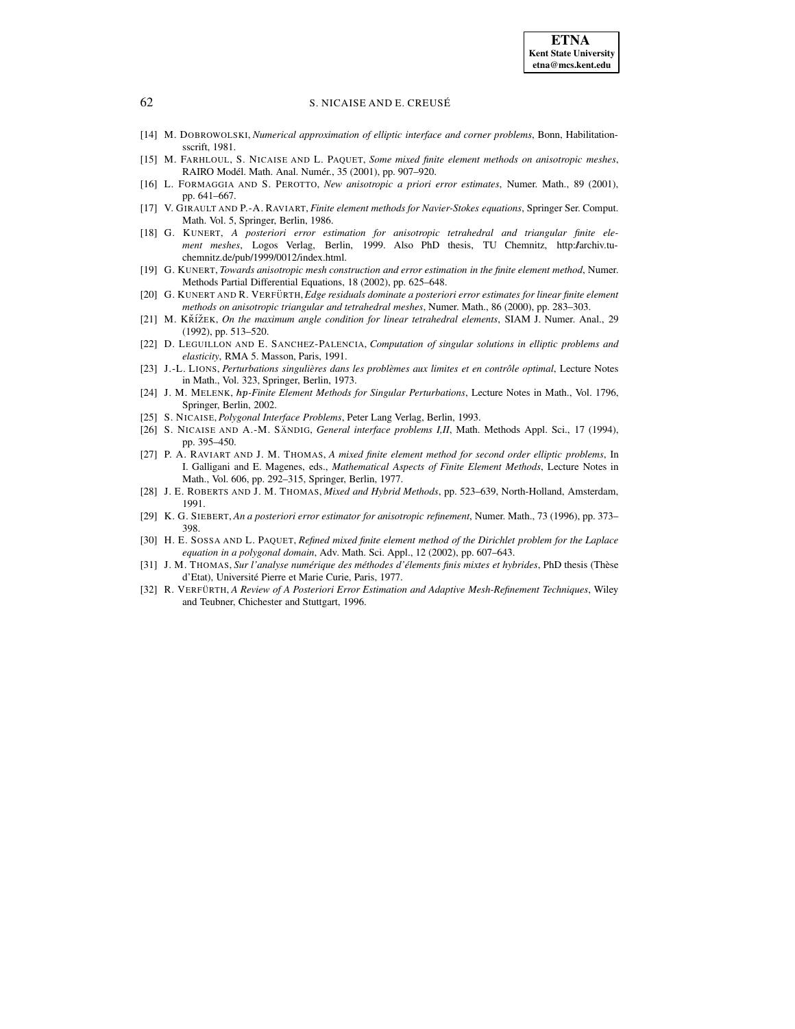[14] M. DOBROWOLSKI, *Numerical approximation of elliptic interface and corner problems*, Bonn, Habilitationsscrift, 1981.

[15] M. FARHLOUL, S. NICAISE AND L. PAQUET, *Some mixed finite element methods on anisotropic meshes*, RAIRO Modél. Math. Anal. Numér., 35 (2001), pp. 907–920.

[16] L. FORMAGGIA AND S. PEROTTO, *New anisotropic a priori error estimates*, Numer. Math., 89 (2001), pp. 641–667.

[17] V. GIRAULT AND P.-A. RAVIART, *Finite element methods for Navier-Stokes equations*, Springer Ser. Comput. Math. Vol. 5, Springer, Berlin, 1986.

[18] G. KUNERT, *A posteriori error estimation for anisotropic tetrahedral and triangular finite element meshes*, Logos Verlag, Berlin, 1999. Also PhD thesis, TU Chemnitz, http://archiv.tu-chemnitz.de/pub/1999/0012/index.html.

[19] G. KUNERT, *Towards anisotropic mesh construction and error estimation in the finite element method*, Numer. Methods Partial Differential Equations, 18 (2002), pp. 625–648.

[20] G. KUNERT AND R. VERFÜRTH, *Edge residuals dominate a posteriori error estimates for linear finite element methods on anisotropic triangular and tetrahedral meshes*, Numer. Math., 86 (2000), pp. 283–303.

[21] M. KŘÍŽEK, *On the maximum angle condition for linear tetrahedral elements*, SIAM J. Numer. Anal., 29 (1992), pp. 513–520.

[22] D. LEGUILLON AND E. SANCHEZ-PALENCIA, *Computation of singular solutions in elliptic problems and elasticity*, RMA 5. Masson, Paris, 1991.

[23] J.-L. LIONS, *Perturbations singulières dans les problèmes aux limites et en contrôle optimal*, Lecture Notes in Math., Vol. 323, Springer, Berlin, 1973.

[24] J. M. MELENK, *hp-Finite Element Methods for Singular Perturbations*, Lecture Notes in Math., Vol. 1796, Springer, Berlin, 2002.

[25] S. NICAISE, *Polygonal Interface Problems*, Peter Lang Verlag, Berlin, 1993.

[26] S. NICAISE AND A.-M. SÄNDIG, *General interface problems I,II*, Math. Methods Appl. Sci., 17 (1994), pp. 395–450.

[27] P. A. RAVIART AND J. M. THOMAS, *A mixed finite element method for second order elliptic problems*, In I. Galligani and E. Magenes, eds., *Mathematical Aspects of Finite Element Methods*, Lecture Notes in Math., Vol. 606, pp. 292–315, Springer, Berlin, 1977.

[28] J. E. ROBERTS AND J. M. THOMAS, *Mixed and Hybrid Methods*, pp. 523–639, North-Holland, Amsterdam, 1991.

[29] K. G. SIEBERT, *An a posteriori error estimator for anisotropic refinement*, Numer. Math., 73 (1996), pp. 373–398.

[30] H. E. SOSSA AND L. PAQUET, *Refined mixed finite element method of the Dirichlet problem for the Laplace equation in a polygonal domain*, Adv. Math. Sci. Appl., 12 (2002), pp. 607–643.

[31] J. M. THOMAS, *Sur l'analyse numérique des méthodes d'élements finis mixtes et hybrides*, PhD thesis (Thèse d'Etat), Université Pierre et Marie Curie, Paris, 1977.

[32] R. VERFÜRTH, *A Review of A Posteriori Error Estimation and Adaptive Mesh-Refinement Techniques*, Wiley and Teubner, Chichester and Stuttgart, 1996.